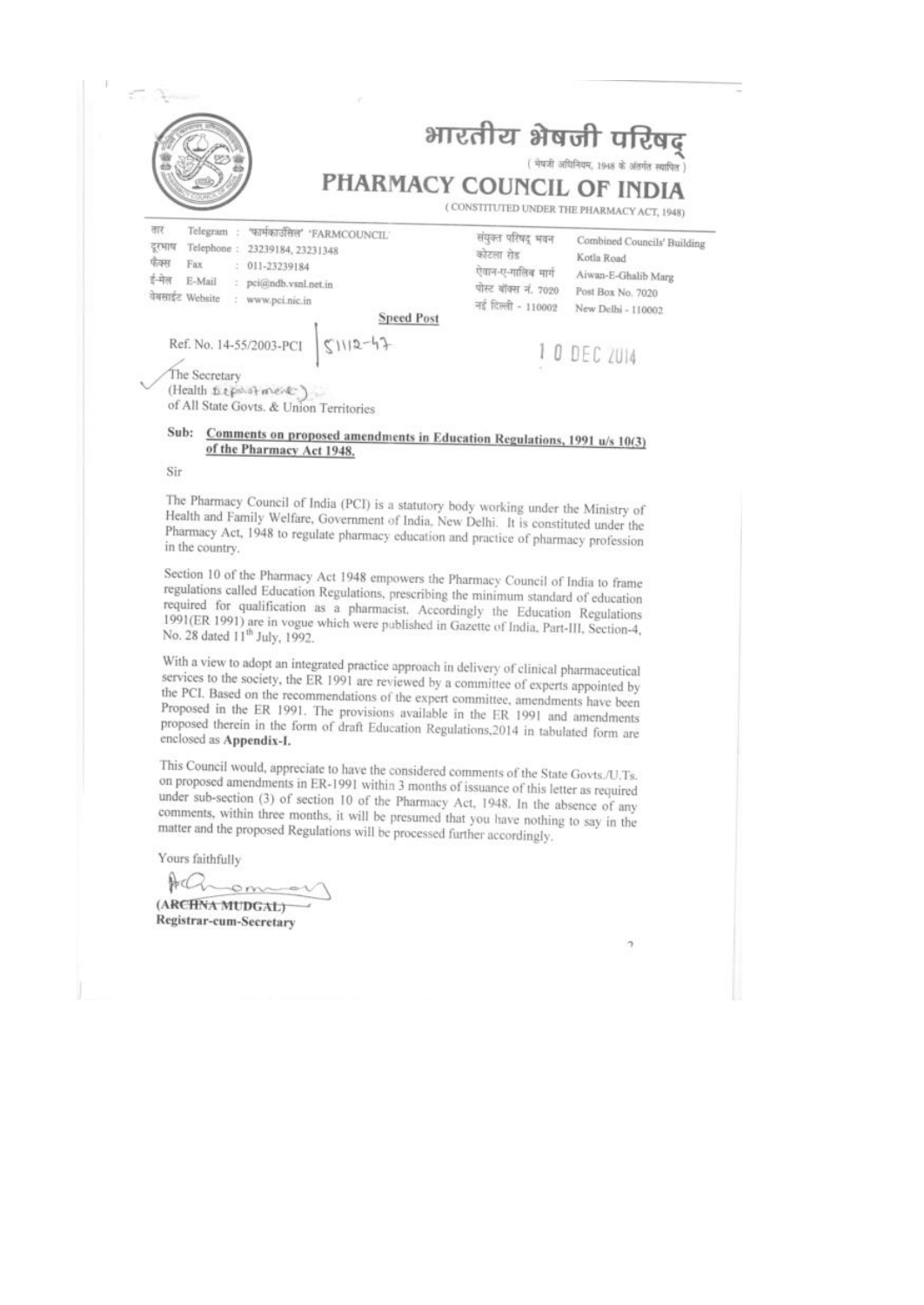# भारतीय भेषजी परिषद्

( भेषजी अधिनियम, 1948 के अंतर्गत स्थापित )

# PHARMACY COUNCIL OF INDIA

( CONSTITUTED UNDER THE PHARMACY ACT, 1948)

तार Telegram : "फार्मकाउंसिल" "FARMCOUNCIL"
दूरभाष Telephone : 23239184, 23231348
फैक्स Fax : 011-23239184
ई-मेल E-Mail : pci@ndb.vsnl.net.in
वेबसाईट Website : www.pci.nic.in

संयुक्त परिषद् भवन Combined Councils' Building
कोटला रोड Kotla Road
ऐवान-ए-गालिब मार्ग Aiwan-E-Ghalib Marg
पोस्ट बॉक्स नं. 7020 Post Box No. 7020
नई दिल्ली - 110002 New Delhi - 110002

**Speed Post**

Ref. No. 14-55/2003-PCI | 51112-47

10 DEC 2014

The Secretary
(Health Department)
of All State Govts. & Union Territories

**Sub: Comments on proposed amendments in Education Regulations, 1991 u/s 10(3) of the Pharmacy Act 1948.**

Sir

The Pharmacy Council of India (PCI) is a statutory body working under the Ministry of Health and Family Welfare, Government of India, New Delhi. It is constituted under the Pharmacy Act, 1948 to regulate pharmacy education and practice of pharmacy profession in the country.

Section 10 of the Pharmacy Act 1948 empowers the Pharmacy Council of India to frame regulations called Education Regulations, prescribing the minimum standard of education required for qualification as a pharmacist. Accordingly the Education Regulations 1991(ER 1991) are in vogue which were published in Gazette of India, Part-III, Section-4, No. 28 dated 11th July, 1992.

With a view to adopt an integrated practice approach in delivery of clinical pharmaceutical services to the society, the ER 1991 are reviewed by a committee of experts appointed by the PCI. Based on the recommendations of the expert committee, amendments have been Proposed in the ER 1991. The provisions available in the ER 1991 and amendments proposed therein in the form of draft Education Regulations,2014 in tabulated form are enclosed as **Appendix-I.**

This Council would, appreciate to have the considered comments of the State Govts./U.Ts. on proposed amendments in ER-1991 within 3 months of issuance of this letter as required under sub-section (3) of section 10 of the Pharmacy Act, 1948. In the absence of any comments, within three months, it will be presumed that you have nothing to say in the matter and the proposed Regulations will be processed further accordingly.

Yours faithfully

**(ARCHNA MUDGAL)**
**Registrar-cum-Secretary**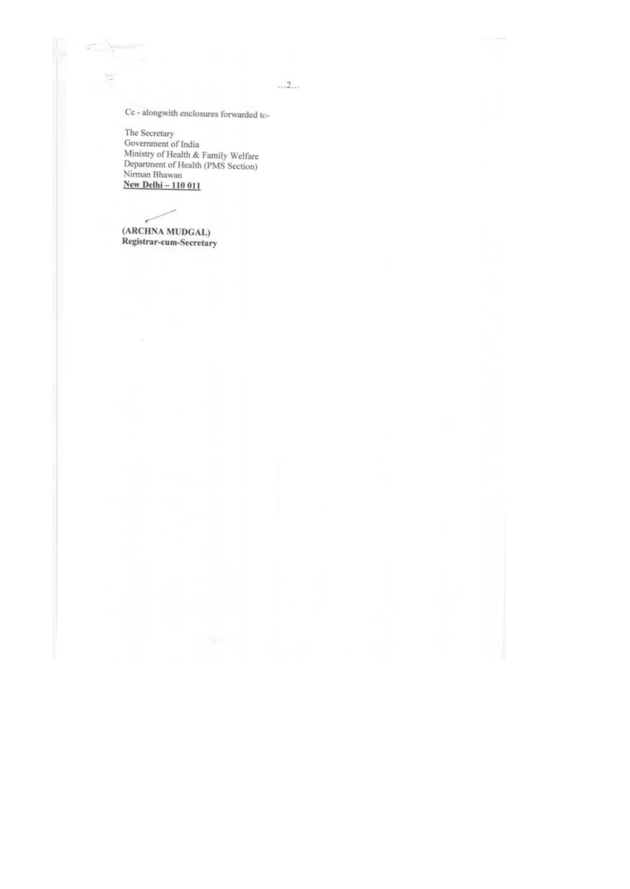Cc - alongwith enclosures forwarded to-

The Secretary
Government of India
Ministry of Health & Family Welfare
Department of Health (PMS Section)
Nirman Bhawan
**New Delhi – 110 011**

**(ARCHNA MUDGAL)**
**Registrar-cum-Secretary**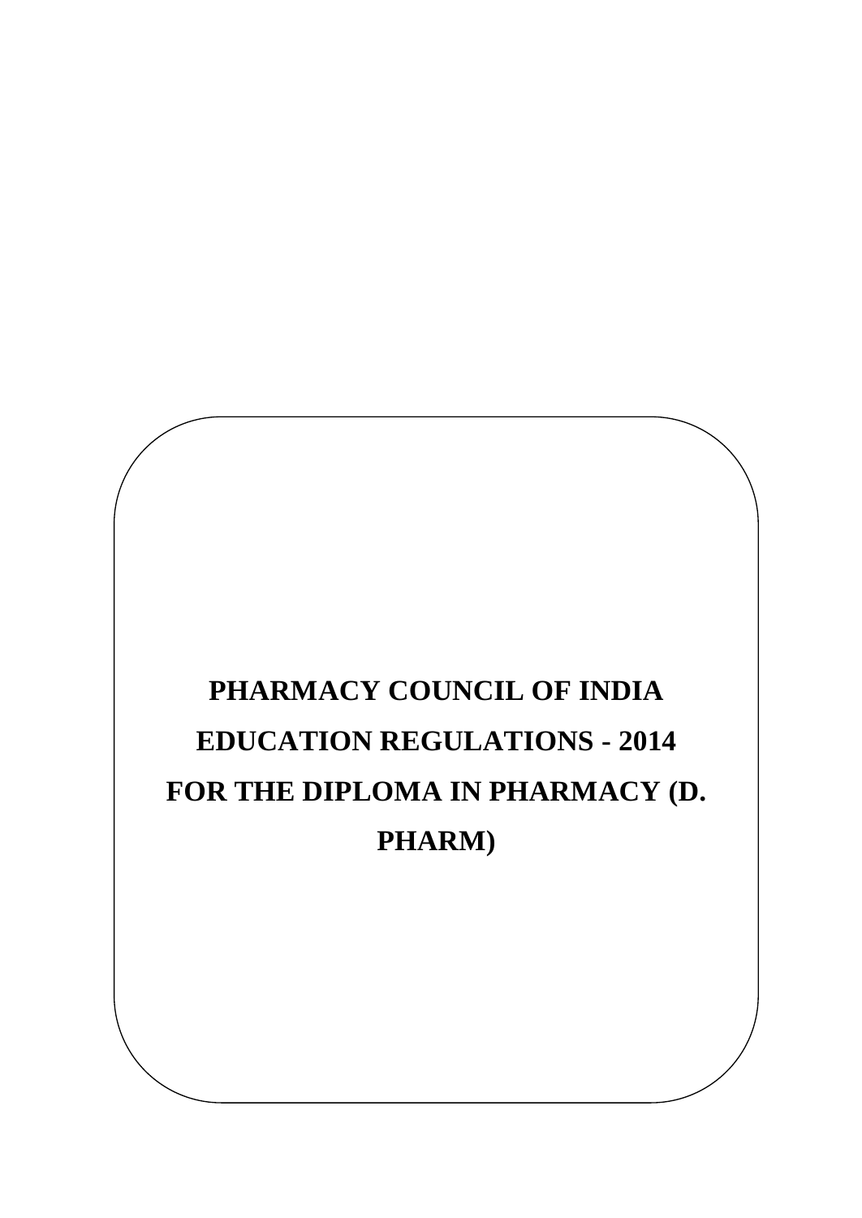# PHARMACY COUNCIL OF INDIA EDUCATION REGULATIONS - 2014 FOR THE DIPLOMA IN PHARMACY (D. PHARM)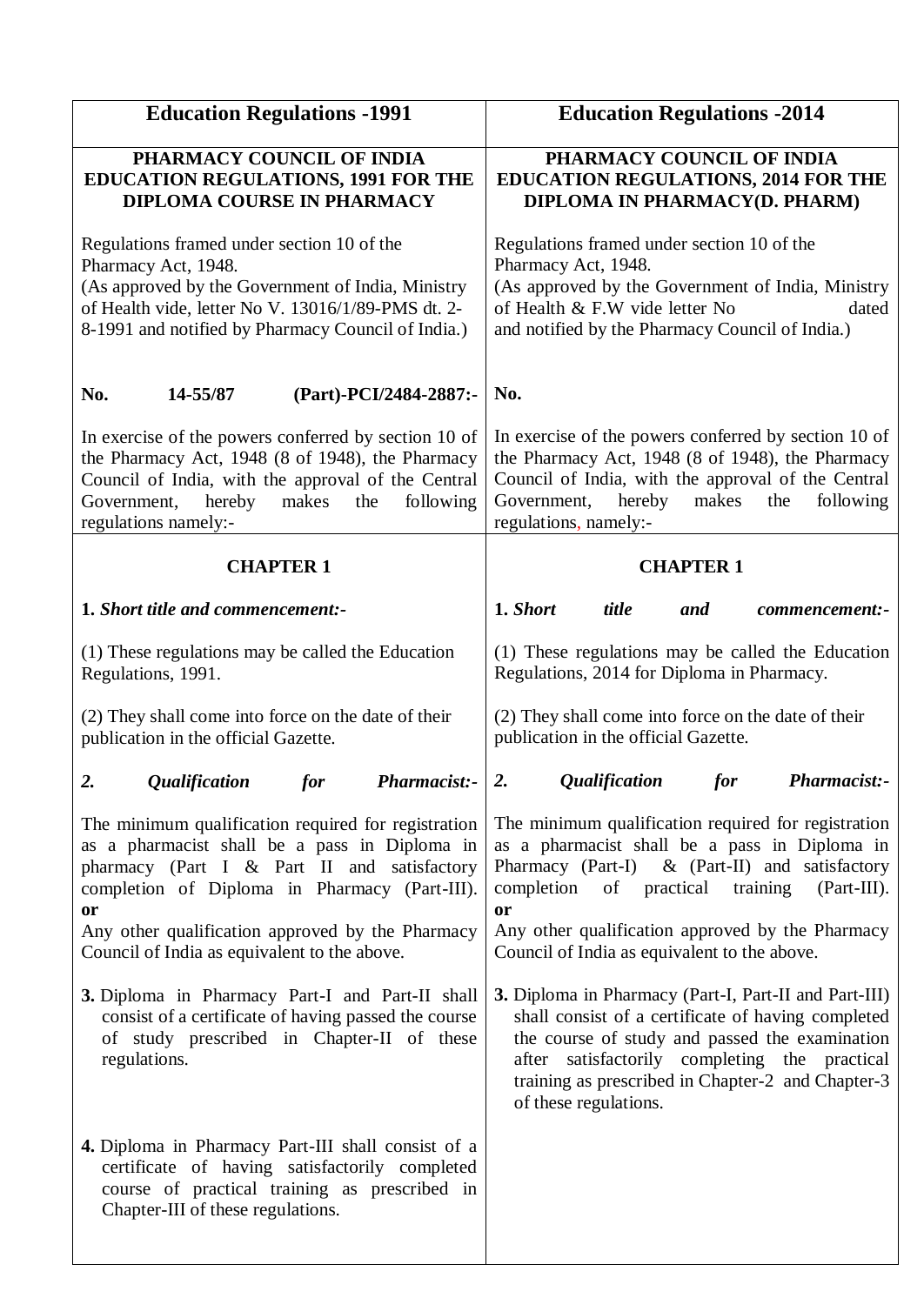| Education Regulations -1991 | Education Regulations -2014 |
|---|---|
| **PHARMACY COUNCIL OF INDIA EDUCATION REGULATIONS, 1991 FOR THE DIPLOMA COURSE IN PHARMACY**<br><br>Regulations framed under section 10 of the Pharmacy Act, 1948.<br>(As approved by the Government of India, Ministry of Health vide, letter No V. 13016/1/89-PMS dt. 2-8-1991 and notified by Pharmacy Council of India.)<br><br>**No. 14-55/87 (Part)-PCI/2484-2887:-**<br><br>In exercise of the powers conferred by section 10 of the Pharmacy Act, 1948 (8 of 1948), the Pharmacy Council of India, with the approval of the Central Government, hereby makes the following regulations namely:- | **PHARMACY COUNCIL OF INDIA EDUCATION REGULATIONS, 2014 FOR THE DIPLOMA IN PHARMACY(D. PHARM)**<br><br>Regulations framed under section 10 of the Pharmacy Act, 1948.<br>(As approved by the Government of India, Ministry of Health & F.W vide letter No dated and notified by the Pharmacy Council of India.)<br><br>**No.**<br><br>In exercise of the powers conferred by section 10 of the Pharmacy Act, 1948 (8 of 1948), the Pharmacy Council of India, with the approval of the Central Government, hereby makes the following regulations, namely:- |
| **CHAPTER 1**<br><br>**1.** ***Short title and commencement:-***<br><br>(1) These regulations may be called the Education Regulations, 1991.<br><br>(2) They shall come into force on the date of their publication in the official Gazette.<br><br>***2. Qualification for Pharmacist:-***<br><br>The minimum qualification required for registration as a pharmacist shall be a pass in Diploma in pharmacy (Part I & Part II and satisfactory completion of Diploma in Pharmacy (Part-III).<br>**or**<br>Any other qualification approved by the Pharmacy Council of India as equivalent to the above.<br><br>**3.** Diploma in Pharmacy Part-I and Part-II shall consist of a certificate of having passed the course of study prescribed in Chapter-II of these regulations.<br><br>**4.** Diploma in Pharmacy Part-III shall consist of a certificate of having satisfactorily completed course of practical training as prescribed in Chapter-III of these regulations. | **CHAPTER 1**<br><br>**1.** ***Short title and commencement:-***<br><br>(1) These regulations may be called the Education Regulations, 2014 for Diploma in Pharmacy.<br><br>(2) They shall come into force on the date of their publication in the official Gazette.<br><br>***2. Qualification for Pharmacist:-***<br><br>The minimum qualification required for registration as a pharmacist shall be a pass in Diploma in Pharmacy (Part-I) & (Part-II) and satisfactory completion of practical training (Part-III).<br>**or**<br>Any other qualification approved by the Pharmacy Council of India as equivalent to the above.<br><br>**3.** Diploma in Pharmacy (Part-I, Part-II and Part-III) shall consist of a certificate of having completed the course of study and passed the examination after satisfactorily completing the practical training as prescribed in Chapter-2 and Chapter-3 of these regulations. |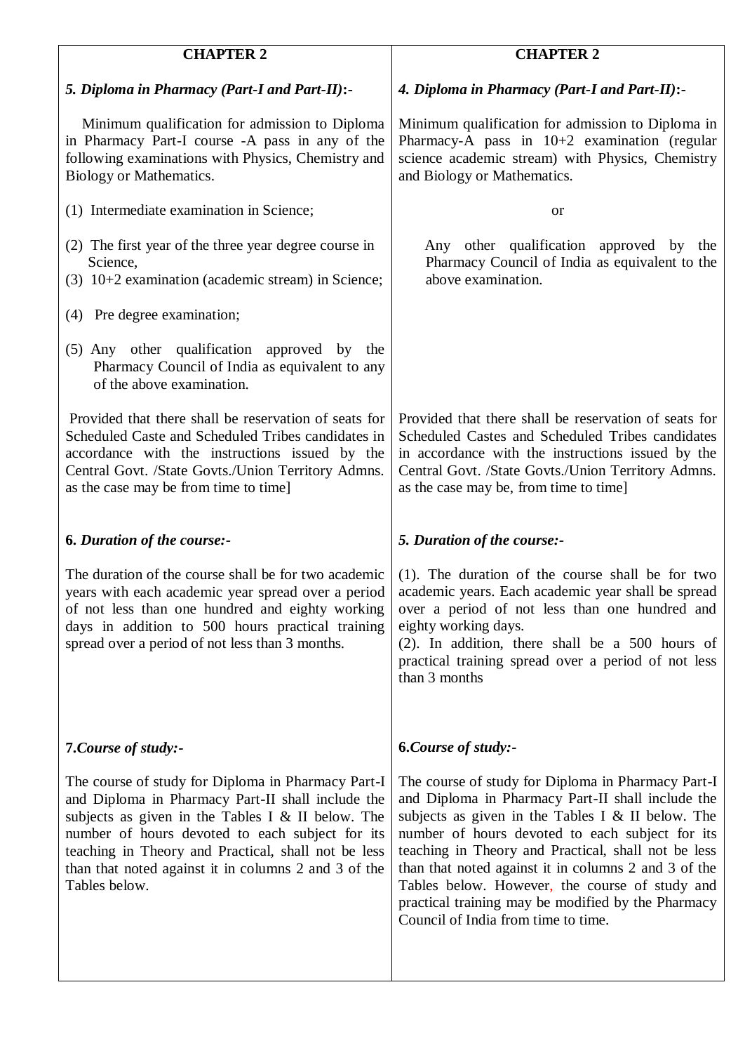| CHAPTER 2 | CHAPTER 2 |
|---|---|
| ***5. Diploma in Pharmacy (Part-I and Part-II):-*** | ***4. Diploma in Pharmacy (Part-I and Part-II):-*** |
| Minimum qualification for admission to Diploma in Pharmacy Part-I course -A pass in any of the following examinations with Physics, Chemistry and Biology or Mathematics. | Minimum qualification for admission to Diploma in Pharmacy-A pass in 10+2 examination (regular science academic stream) with Physics, Chemistry and Biology or Mathematics. |
| (1) Intermediate examination in Science; | or |
| (2) The first year of the three year degree course in Science, | Any other qualification approved by the Pharmacy Council of India as equivalent to the above examination. |
| (3) 10+2 examination (academic stream) in Science; | |
| (4) Pre degree examination; | |
| (5) Any other qualification approved by the Pharmacy Council of India as equivalent to any of the above examination. | |
| Provided that there shall be reservation of seats for Scheduled Caste and Scheduled Tribes candidates in accordance with the instructions issued by the Central Govt. /State Govts./Union Territory Admns. as the case may be from time to time] | Provided that there shall be reservation of seats for Scheduled Castes and Scheduled Tribes candidates in accordance with the instructions issued by the Central Govt. /State Govts./Union Territory Admns. as the case may be, from time to time] |
| **6.** ***Duration of the course:-*** | ***5. Duration of the course:-*** |
| The duration of the course shall be for two academic years with each academic year spread over a period of not less than one hundred and eighty working days in addition to 500 hours practical training spread over a period of not less than 3 months. | (1). The duration of the course shall be for two academic years. Each academic year shall be spread over a period of not less than one hundred and eighty working days.<br>(2). In addition, there shall be a 500 hours of practical training spread over a period of not less than 3 months |
| **7.*Course of study:-*** | **6.*Course of study:-*** |
| The course of study for Diploma in Pharmacy Part-I and Diploma in Pharmacy Part-II shall include the subjects as given in the Tables I & II below. The number of hours devoted to each subject for its teaching in Theory and Practical, shall not be less than that noted against it in columns 2 and 3 of the Tables below. | The course of study for Diploma in Pharmacy Part-I and Diploma in Pharmacy Part-II shall include the subjects as given in the Tables I & II below. The number of hours devoted to each subject for its teaching in Theory and Practical, shall not be less than that noted against it in columns 2 and 3 of the Tables below. However, the course of study and practical training may be modified by the Pharmacy Council of India from time to time. |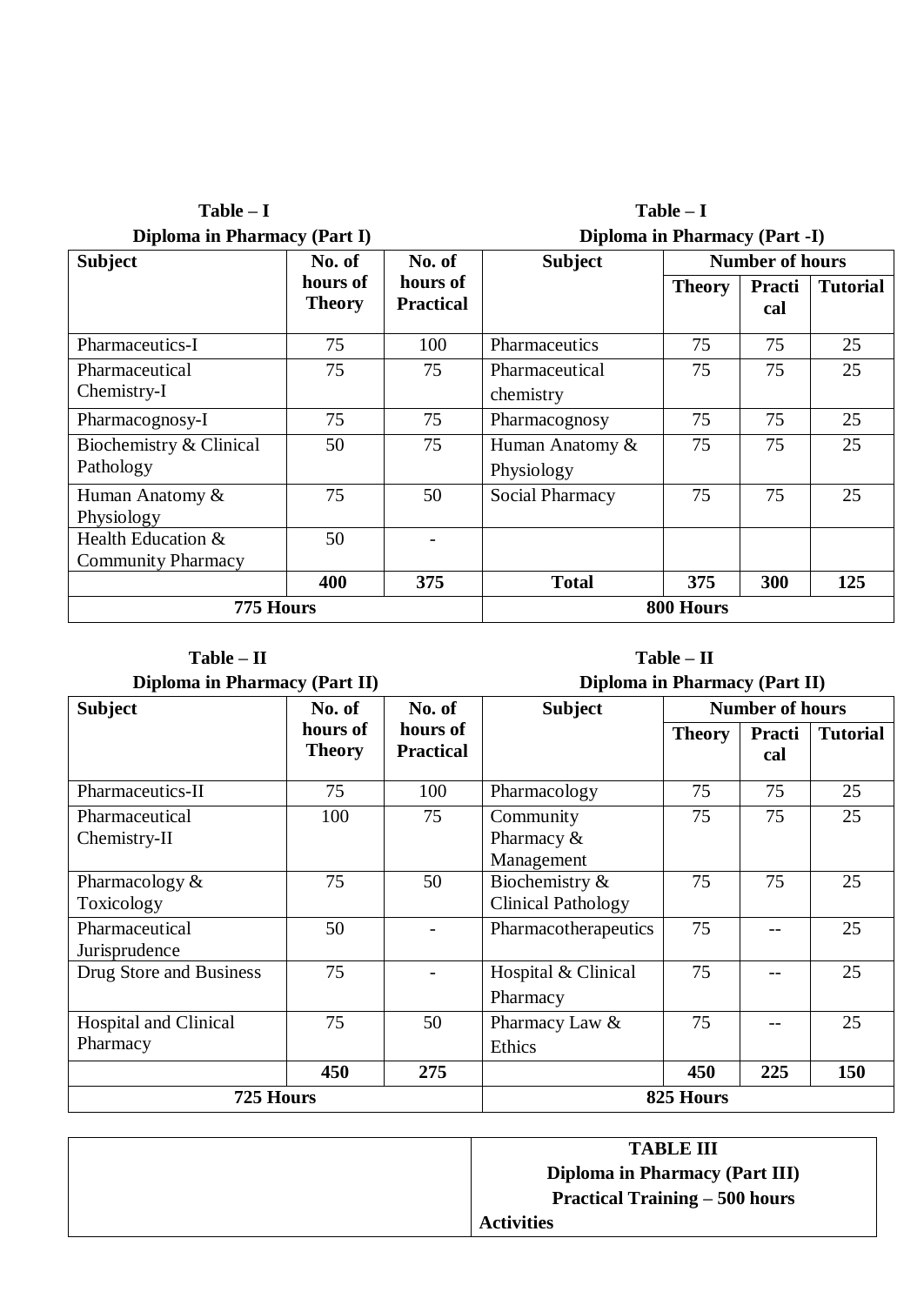| **Table – I**<br>**Diploma in Pharmacy (Part I)** | | | **Table – I**<br>**Diploma in Pharmacy (Part -I)** | | | |
|---|---|---|---|---|---|---|
| **Subject** | **No. of hours of Theory** | **No. of hours of Practical** | **Subject** | **Number of hours** | | |
| | | | | **Theory** | **Practical** | **Tutorial** |
| Pharmaceutics-I | 75 | 100 | Pharmaceutics | 75 | 75 | 25 |
| Pharmaceutical Chemistry-I | 75 | 75 | Pharmaceutical chemistry | 75 | 75 | 25 |
| Pharmacognosy-I | 75 | 75 | Pharmacognosy | 75 | 75 | 25 |
| Biochemistry & Clinical Pathology | 50 | 75 | Human Anatomy & Physiology | 75 | 75 | 25 |
| Human Anatomy & Physiology | 75 | 50 | Social Pharmacy | 75 | 75 | 25 |
| Health Education & Community Pharmacy | 50 | - | | | | |
| | **400** | **375** | **Total** | **375** | **300** | **125** |
| **775 Hours** | | | **800 Hours** | | | |

| **Table – II**<br>**Diploma in Pharmacy (Part II)** | | | **Table – II**<br>**Diploma in Pharmacy (Part II)** | | | |
|---|---|---|---|---|---|---|
| **Subject** | **No. of hours of Theory** | **No. of hours of Practical** | **Subject** | **Number of hours** | | |
| | | | | **Theory** | **Practical** | **Tutorial** |
| Pharmaceutics-II | 75 | 100 | Pharmacology | 75 | 75 | 25 |
| Pharmaceutical Chemistry-II | 100 | 75 | Community Pharmacy & Management | 75 | 75 | 25 |
| Pharmacology & Toxicology | 75 | 50 | Biochemistry & Clinical Pathology | 75 | 75 | 25 |
| Pharmaceutical Jurisprudence | 50 | - | Pharmacotherapeutics | 75 | -- | 25 |
| Drug Store and Business | 75 | - | Hospital & Clinical Pharmacy | 75 | -- | 25 |
| Hospital and Clinical Pharmacy | 75 | 50 | Pharmacy Law & Ethics | 75 | -- | 25 |
| | **450** | **275** | | **450** | **225** | **150** |
| **725 Hours** | | | **825 Hours** | | | |

| | **TABLE III**<br>**Diploma in Pharmacy (Part III)**<br>**Practical Training – 500 hours** |
|---|---|
| | **Activities** |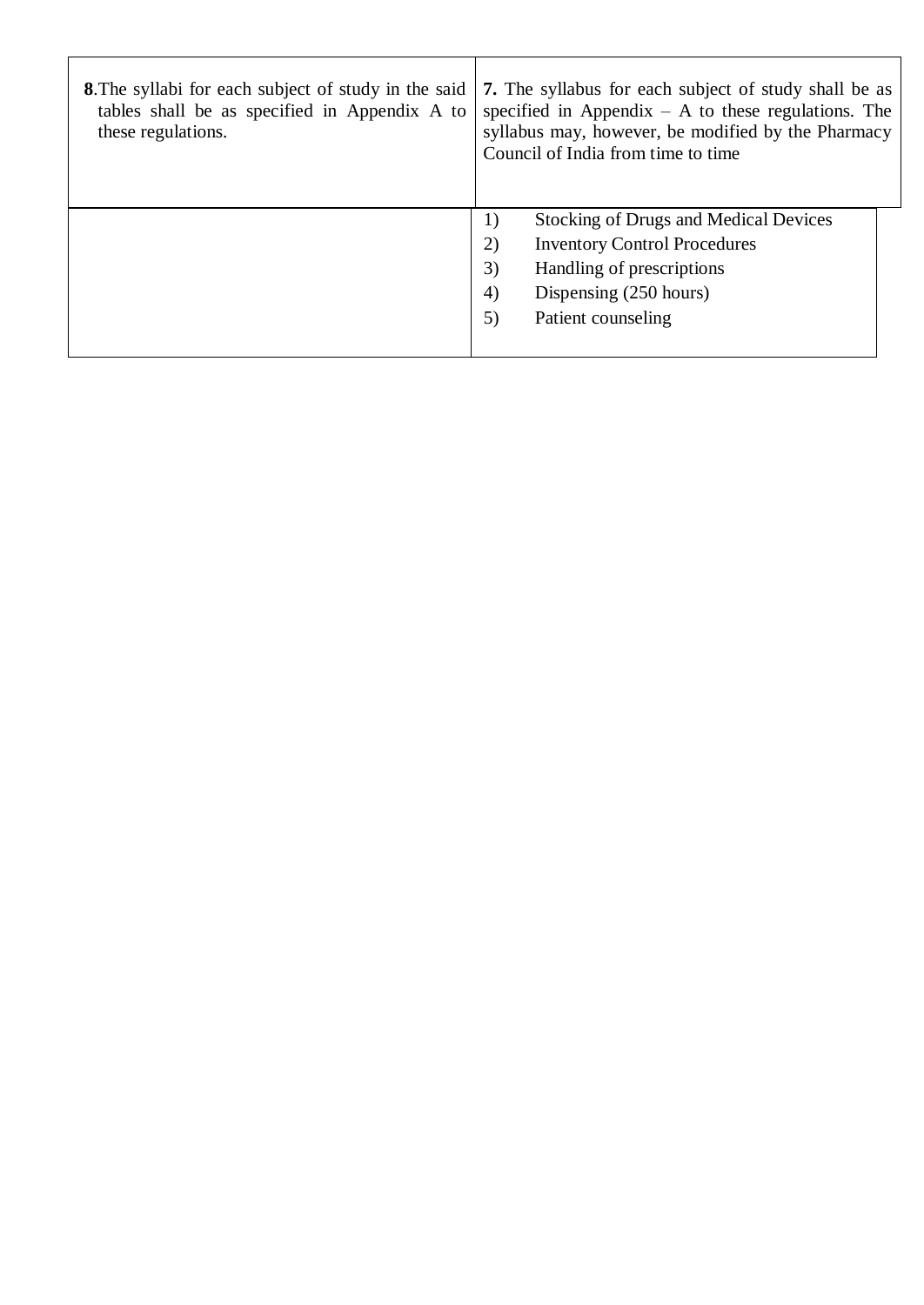| | |
|---|---|
| **8**.The syllabi for each subject of study in the said tables shall be as specified in Appendix A to these regulations. | **7.** The syllabus for each subject of study shall be as specified in Appendix – A to these regulations. The syllabus may, however, be modified by the Pharmacy Council of India from time to time |
| | 1) Stocking of Drugs and Medical Devices<br>2) Inventory Control Procedures<br>3) Handling of prescriptions<br>4) Dispensing (250 hours)<br>5) Patient counseling |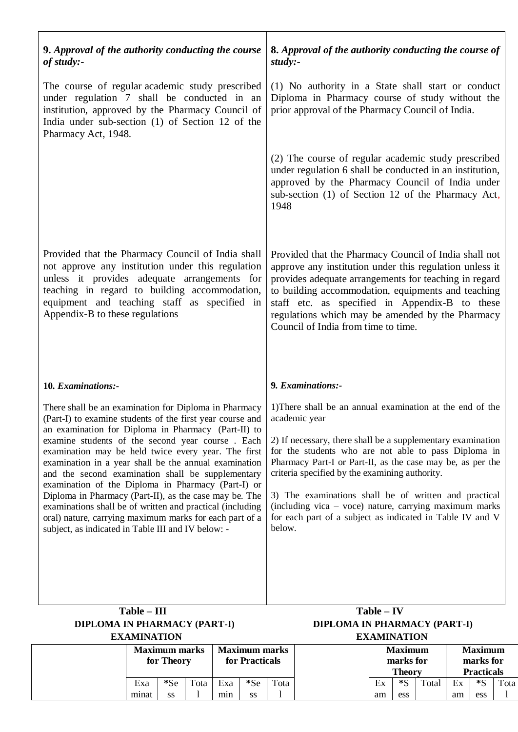| **9.** ***Approval of the authority conducting the course of study:-*** | **8.** ***Approval of the authority conducting the course of study:-*** |
|---|---|
| The course of regular academic study prescribed under regulation 7 shall be conducted in an institution, approved by the Pharmacy Council of India under sub-section (1) of Section 12 of the Pharmacy Act, 1948. | (1) No authority in a State shall start or conduct Diploma in Pharmacy course of study without the prior approval of the Pharmacy Council of India. |
| | (2) The course of regular academic study prescribed under regulation 6 shall be conducted in an institution, approved by the Pharmacy Council of India under sub-section (1) of Section 12 of the Pharmacy Act, 1948 |
| Provided that the Pharmacy Council of India shall not approve any institution under this regulation unless it provides adequate arrangements for teaching in regard to building accommodation, equipment and teaching staff as specified in Appendix-B to these regulations | Provided that the Pharmacy Council of India shall not approve any institution under this regulation unless it provides adequate arrangements for teaching in regard to building accommodation, equipments and teaching staff etc. as specified in Appendix-B to these regulations which may be amended by the Pharmacy Council of India from time to time. |
| **10.** ***Examinations:-*** | **9.** ***Examinations:-*** |
| There shall be an examination for Diploma in Pharmacy (Part-I) to examine students of the first year course and an examination for Diploma in Pharmacy (Part-II) to examine students of the second year course . Each examination may be held twice every year. The first examination in a year shall be the annual examination and the second examination shall be supplementary examination of the Diploma in Pharmacy (Part-I) or Diploma in Pharmacy (Part-II), as the case may be. The examinations shall be of written and practical (including oral) nature, carrying maximum marks for each part of a subject, as indicated in Table III and IV below: - | 1)There shall be an annual examination at the end of the academic year<br><br>2) If necessary, there shall be a supplementary examination for the students who are not able to pass Diploma in Pharmacy Part-I or Part-II, as the case may be, as per the criteria specified by the examining authority.<br><br>3) The examinations shall be of written and practical (including vica – voce) nature, carrying maximum marks for each part of a subject as indicated in Table IV and V below. |

**Table – III**
**DIPLOMA IN PHARMACY (PART-I) EXAMINATION**

| | Maximum marks for Theory | | | Maximum marks for Practicals | | |
|---|---|---|---|---|---|---|
| | Examinat | *Sess | Total | Examin | *Sess | Total |

**Table – IV**
**DIPLOMA IN PHARMACY (PART-I) EXAMINATION**

| | Maximum marks for Theory | | | Maximum marks for Practicals | | |
|---|---|---|---|---|---|---|
| | Exam | *Sess | Total | Exam | *Sess | Total |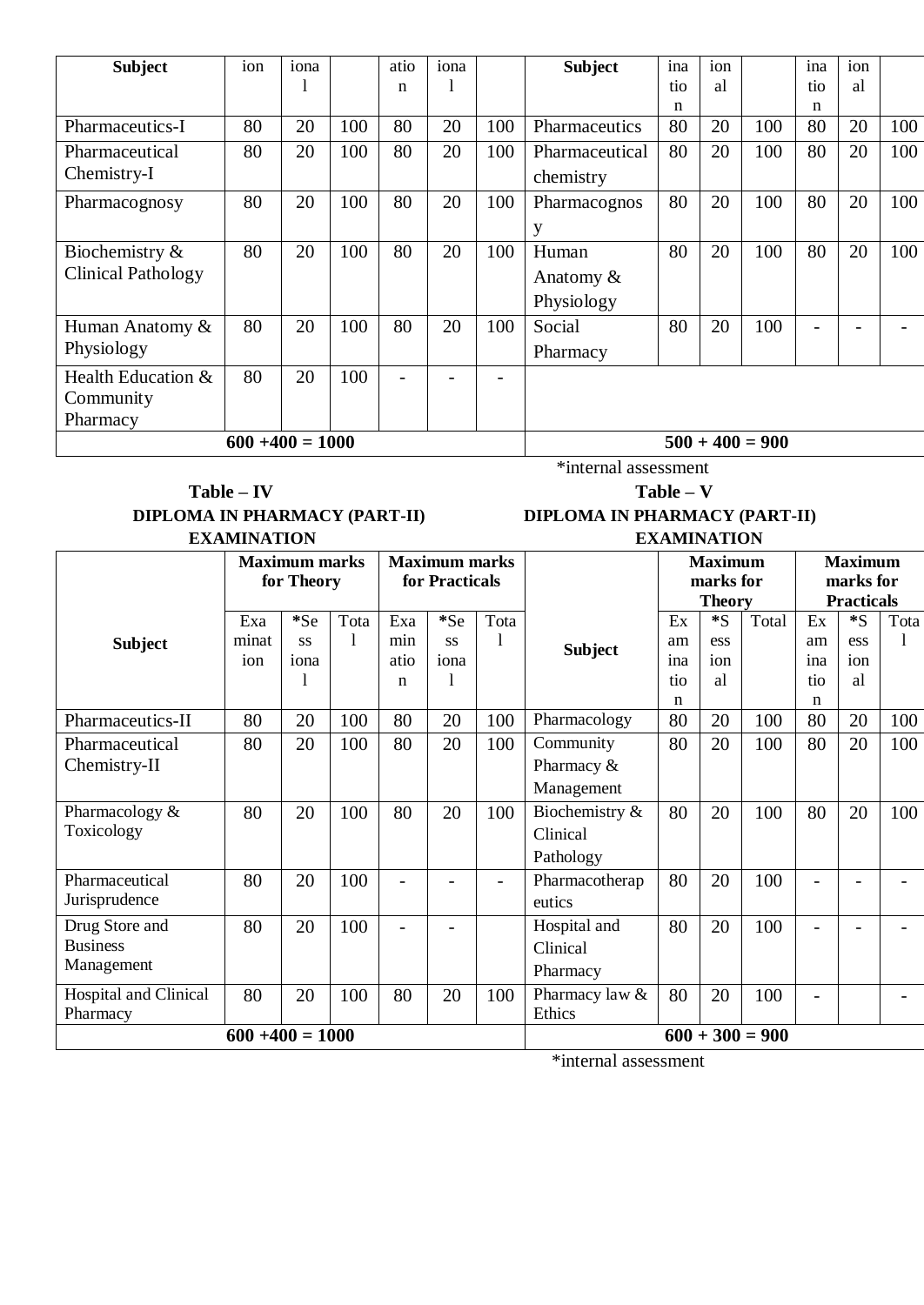| Subject | ion | ional | | ation | ional | | Subject | ination | ional | | ination | ional | |
|---|---|---|---|---|---|---|---|---|---|---|---|---|---|
| Pharmaceutics-I | 80 | 20 | 100 | 80 | 20 | 100 | Pharmaceutics | 80 | 20 | 100 | 80 | 20 | 100 |
| Pharmaceutical Chemistry-I | 80 | 20 | 100 | 80 | 20 | 100 | Pharmaceutical chemistry | 80 | 20 | 100 | 80 | 20 | 100 |
| Pharmacognosy | 80 | 20 | 100 | 80 | 20 | 100 | Pharmacognosy | 80 | 20 | 100 | 80 | 20 | 100 |
| Biochemistry & Clinical Pathology | 80 | 20 | 100 | 80 | 20 | 100 | Human Anatomy & Physiology | 80 | 20 | 100 | 80 | 20 | 100 |
| Human Anatomy & Physiology | 80 | 20 | 100 | 80 | 20 | 100 | Social Pharmacy | 80 | 20 | 100 | - | - | - |
| Health Education & Community Pharmacy | 80 | 20 | 100 | - | - | - | | | | | | | |
| 600 +400 = 1000 | | | | | | | 500 + 400 = 900 | | | | | | |

*internal assessment

**Table – IV**
**DIPLOMA IN PHARMACY (PART-II) EXAMINATION**

| Subject | Maximum marks for Theory | | | Maximum marks for Practicals | | |
|---|---|---|---|---|---|---|
| | Examination | *Sessional | Total | Examination | *Sessional | Total |
| Pharmaceutics-II | 80 | 20 | 100 | 80 | 20 | 100 |
| Pharmaceutical Chemistry-II | 80 | 20 | 100 | 80 | 20 | 100 |
| Pharmacology & Toxicology | 80 | 20 | 100 | 80 | 20 | 100 |
| Pharmaceutical Jurisprudence | 80 | 20 | 100 | - | - | - |
| Drug Store and Business Management | 80 | 20 | 100 | - | - | |
| Hospital and Clinical Pharmacy | 80 | 20 | 100 | 80 | 20 | 100 |
| 600 +400 = 1000 | | | | | | |

**Table – V**
**DIPLOMA IN PHARMACY (PART-II) EXAMINATION**

| Subject | Maximum marks for Theory | | | Maximum marks for Practicals | | |
|---|---|---|---|---|---|---|
| | Examination | *Sessional | Total | Examination | *Sessional | Total |
| Pharmacology | 80 | 20 | 100 | 80 | 20 | 100 |
| Community Pharmacy & Management | 80 | 20 | 100 | 80 | 20 | 100 |
| Biochemistry & Clinical Pathology | 80 | 20 | 100 | 80 | 20 | 100 |
| Pharmacotherapeutics | 80 | 20 | 100 | - | - | - |
| Hospital and Clinical Pharmacy | 80 | 20 | 100 | - | - | - |
| Pharmacy law & Ethics | 80 | 20 | 100 | - | | - |
| 600 + 300 = 900 | | | | | | |

*internal assessment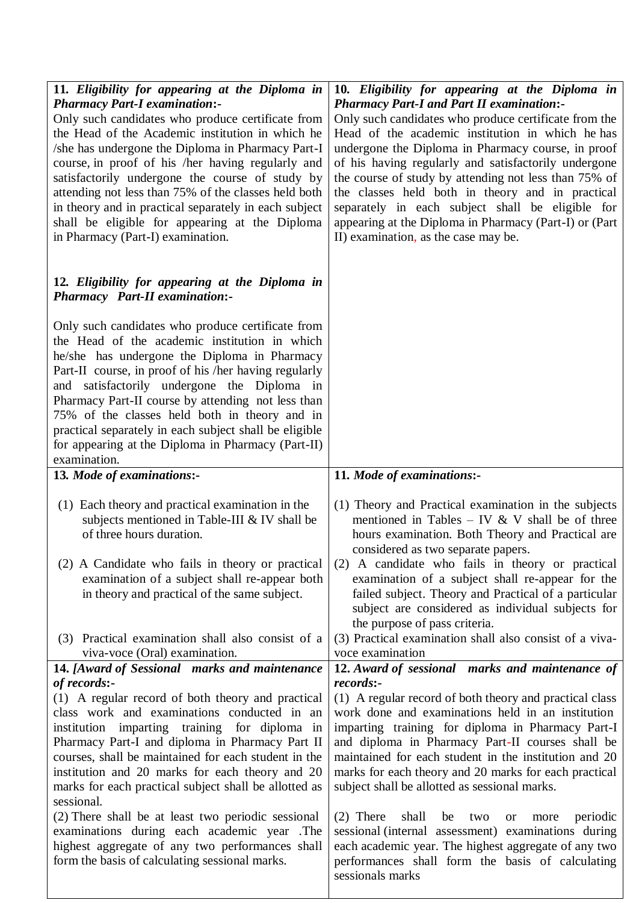| 11. ***Eligibility for appearing at the Diploma in Pharmacy Part-I examination*:-**<br>Only such candidates who produce certificate from the Head of the Academic institution in which he /she has undergone the Diploma in Pharmacy Part-I course, in proof of his /her having regularly and satisfactorily undergone the course of study by attending not less than 75% of the classes held both in theory and in practical separately in each subject shall be eligible for appearing at the Diploma in Pharmacy (Part-I) examination.<br><br>12. ***Eligibility for appearing at the Diploma in Pharmacy Part-II examination*:-**<br><br>Only such candidates who produce certificate from the Head of the academic institution in which he/she has undergone the Diploma in Pharmacy Part-II course, in proof of his /her having regularly and satisfactorily undergone the Diploma in Pharmacy Part-II course by attending not less than 75% of the classes held both in theory and in practical separately in each subject shall be eligible for appearing at the Diploma in Pharmacy (Part-II) examination. | 10. ***Eligibility for appearing at the Diploma in Pharmacy Part-I and Part II examination*:-**<br>Only such candidates who produce certificate from the Head of the academic institution in which he has undergone the Diploma in Pharmacy course, in proof of his having regularly and satisfactorily undergone the course of study by attending not less than 75% of the classes held both in theory and in practical separately in each subject shall be eligible for appearing at the Diploma in Pharmacy (Part-I) or (Part II) examination, as the case may be. |
|---|---|
| **13. *Mode of examinations*:-**<br><br>(1) Each theory and practical examination in the subjects mentioned in Table-III & IV shall be of three hours duration.<br><br>(2) A Candidate who fails in theory or practical examination of a subject shall re-appear both in theory and practical of the same subject.<br><br>(3) Practical examination shall also consist of a viva-voce (Oral) examination. | **11. *Mode of examinations*:-**<br><br>(1) Theory and Practical examination in the subjects mentioned in Tables – IV & V shall be of three hours examination. Both Theory and Practical are considered as two separate papers.<br>(2) A candidate who fails in theory or practical examination of a subject shall re-appear for the failed subject. Theory and Practical of a particular subject are considered as individual subjects for the purpose of pass criteria.<br>(3) Practical examination shall also consist of a viva-voce examination |
| **14. *[Award of Sessional marks and maintenance of records*:-**<br>(1) A regular record of both theory and practical class work and examinations conducted in an institution imparting training for diploma in Pharmacy Part-I and diploma in Pharmacy Part II courses, shall be maintained for each student in the institution and 20 marks for each theory and 20 marks for each practical subject shall be allotted as sessional.<br>(2) There shall be at least two periodic sessional examinations during each academic year .The highest aggregate of any two performances shall form the basis of calculating sessional marks. | **12. *Award of sessional marks and maintenance of records*:-**<br>(1) A regular record of both theory and practical class work done and examinations held in an institution imparting training for diploma in Pharmacy Part-I and diploma in Pharmacy Part-II courses shall be maintained for each student in the institution and 20 marks for each theory and 20 marks for each practical subject shall be allotted as sessional marks.<br><br>(2) There shall be two or more periodic sessional (internal assessment) examinations during each academic year. The highest aggregate of any two performances shall form the basis of calculating sessionals marks |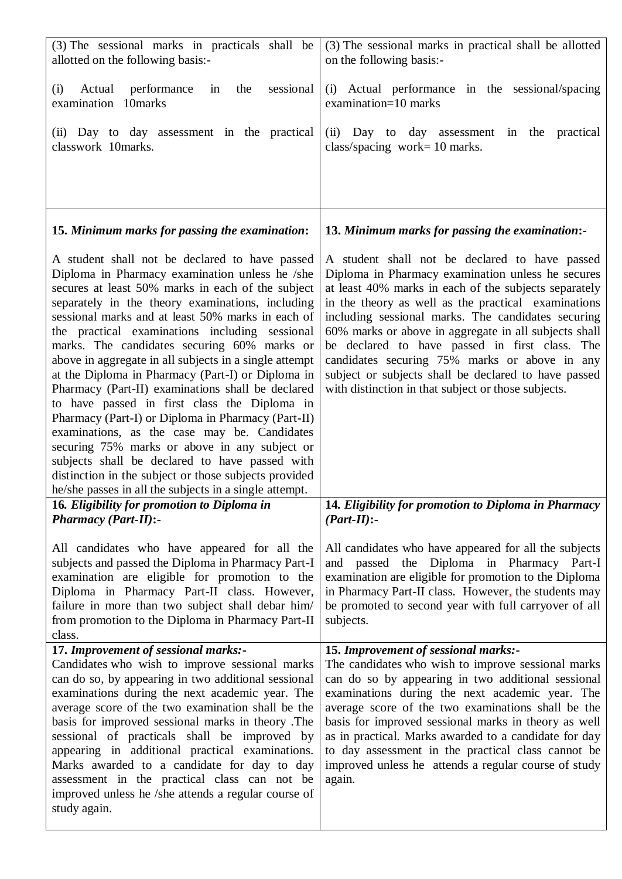| | |
|---|---|
| (3) The sessional marks in practicals shall be allotted on the following basis:-<br><br>(i) Actual performance in the sessional examination 10marks<br><br>(ii) Day to day assessment in the practical classwork 10marks. | (3) The sessional marks in practical shall be allotted on the following basis:-<br><br>(i) Actual performance in the sessional/spacing examination=10 marks<br><br>(ii) Day to day assessment in the practical class/spacing work= 10 marks. |
| **15.** ***Minimum marks for passing the examination*****:**<br><br>A student shall not be declared to have passed Diploma in Pharmacy examination unless he /she secures at least 50% marks in each of the subject separately in the theory examinations, including sessional marks and at least 50% marks in each of the practical examinations including sessional marks. The candidates securing 60% marks or above in aggregate in all subjects in a single attempt at the Diploma in Pharmacy (Part-I) or Diploma in Pharmacy (Part-II) examinations shall be declared to have passed in first class the Diploma in Pharmacy (Part-I) or Diploma in Pharmacy (Part-II) examinations, as the case may be. Candidates securing 75% marks or above in any subject or subjects shall be declared to have passed with distinction in the subject or those subjects provided he/she passes in all the subjects in a single attempt. | **13.** ***Minimum marks for passing the examination*****:-**<br><br>A student shall not be declared to have passed Diploma in Pharmacy examination unless he secures at least 40% marks in each of the subjects separately in the theory as well as the practical examinations including sessional marks. The candidates securing 60% marks or above in aggregate in all subjects shall be declared to have passed in first class. The candidates securing 75% marks or above in any subject or subjects shall be declared to have passed with distinction in that subject or those subjects. |
| **16.** ***Eligibility for promotion to Diploma in Pharmacy (Part-II)*****:-**<br><br>All candidates who have appeared for all the subjects and passed the Diploma in Pharmacy Part-I examination are eligible for promotion to the Diploma in Pharmacy Part-II class. However, failure in more than two subject shall debar him/ from promotion to the Diploma in Pharmacy Part-II class. | **14.** ***Eligibility for promotion to Diploma in Pharmacy (Part-II)*****:-**<br><br>All candidates who have appeared for all the subjects and passed the Diploma in Pharmacy Part-I examination are eligible for promotion to the Diploma in Pharmacy Part-II class. However, the students may be promoted to second year with full carryover of all subjects. |
| **17.** ***Improvement of sessional marks:-***<br>Candidates who wish to improve sessional marks can do so, by appearing in two additional sessional examinations during the next academic year. The average score of the two examination shall be the basis for improved sessional marks in theory .The sessional of practicals shall be improved by appearing in additional practical examinations. Marks awarded to a candidate for day to day assessment in the practical class can not be improved unless he /she attends a regular course of study again. | **15.** ***Improvement of sessional marks:-***<br>The candidates who wish to improve sessional marks can do so by appearing in two additional sessional examinations during the next academic year. The average score of the two examinations shall be the basis for improved sessional marks in theory as well as in practical. Marks awarded to a candidate for day to day assessment in the practical class cannot be improved unless he attends a regular course of study again. |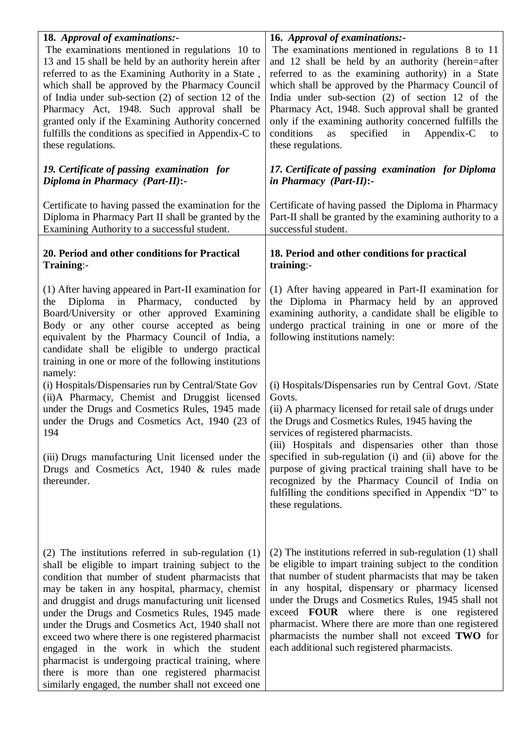| **18.** ***Approval of examinations:-*** The examinations mentioned in regulations 10 to 13 and 15 shall be held by an authority herein after referred to as the Examining Authority in a State , which shall be approved by the Pharmacy Council of India under sub-section (2) of section 12 of the Pharmacy Act, 1948. Such approval shall be granted only if the Examining Authority concerned fulfills the conditions as specified in Appendix-C to these regulations. | **16.** ***Approval of examinations:-*** The examinations mentioned in regulations 8 to 11 and 12 shall be held by an authority (herein=after referred to as the examining authority) in a State which shall be approved by the Pharmacy Council of India under sub-section (2) of section 12 of the Pharmacy Act, 1948. Such approval shall be granted only if the examining authority concerned fulfills the conditions as specified in Appendix-C to these regulations. |
|---|---|
| ***19. Certificate of passing examination for Diploma in Pharmacy (Part-II)*****:-** Certificate to having passed the examination for the Diploma in Pharmacy Part II shall be granted by the Examining Authority to a successful student. | ***17. Certificate of passing examination for Diploma in Pharmacy (Part-II)*****:-** Certificate of having passed the Diploma in Pharmacy Part-II shall be granted by the examining authority to a successful student. |
| **20. Period and other conditions for Practical Training**:- (1) After having appeared in Part-II examination for the Diploma in Pharmacy, conducted by Board/University or other approved Examining Body or any other course accepted as being equivalent by the Pharmacy Council of India, a candidate shall be eligible to undergo practical training in one or more of the following institutions namely: (i) Hospitals/Dispensaries run by Central/State Gov (ii)A Pharmacy, Chemist and Druggist licensed under the Drugs and Cosmetics Rules, 1945 made under the Drugs and Cosmetics Act, 1940 (23 of 194 (iii) Drugs manufacturing Unit licensed under the Drugs and Cosmetics Act, 1940 & rules made thereunder. | **18. Period and other conditions for practical training**:- (1) After having appeared in Part-II examination for the Diploma in Pharmacy held by an approved examining authority, a candidate shall be eligible to undergo practical training in one or more of the following institutions namely: (i) Hospitals/Dispensaries run by Central Govt. /State Govts. (ii) A pharmacy licensed for retail sale of drugs under the Drugs and Cosmetics Rules, 1945 having the services of registered pharmacists. (iii) Hospitals and dispensaries other than those specified in sub-regulation (i) and (ii) above for the purpose of giving practical training shall have to be recognized by the Pharmacy Council of India on fulfilling the conditions specified in Appendix "D" to these regulations. |
| (2) The institutions referred in sub-regulation (1) shall be eligible to impart training subject to the condition that number of student pharmacists that may be taken in any hospital, pharmacy, chemist and druggist and drugs manufacturing unit licensed under the Drugs and Cosmetics Rules, 1945 made under the Drugs and Cosmetics Act, 1940 shall not exceed two where there is one registered pharmacist engaged in the work in which the student pharmacist is undergoing practical training, where there is more than one registered pharmacist similarly engaged, the number shall not exceed one | (2) The institutions referred in sub-regulation (1) shall be eligible to impart training subject to the condition that number of student pharmacists that may be taken in any hospital, dispensary or pharmacy licensed under the Drugs and Cosmetics Rules, 1945 shall not exceed **FOUR** where there is one registered pharmacist. Where there are more than one registered pharmacists the number shall not exceed **TWO** for each additional such registered pharmacists. |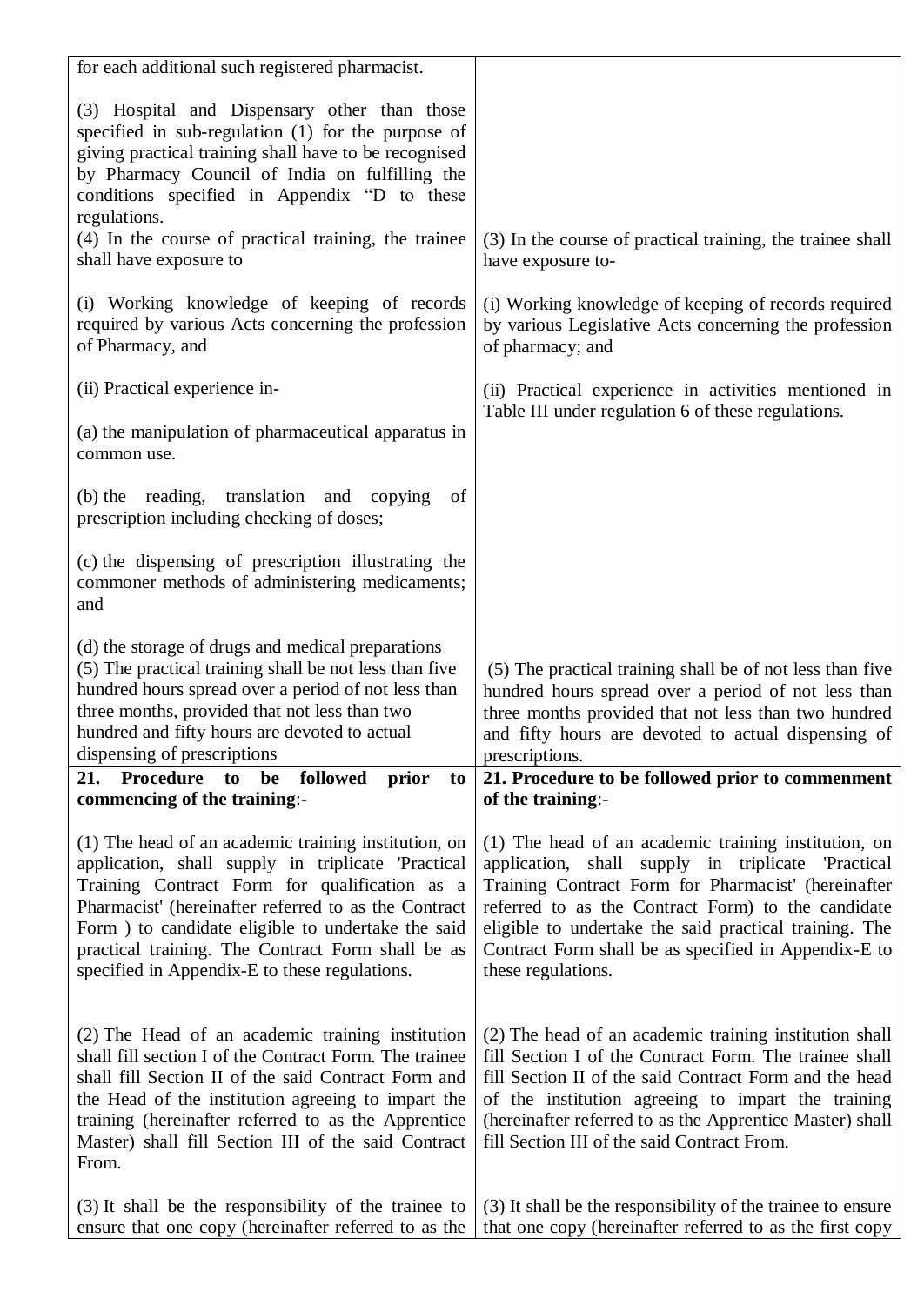| | |
|---|---|
| for each additional such registered pharmacist.<br><br>(3) Hospital and Dispensary other than those specified in sub-regulation (1) for the purpose of giving practical training shall have to be recognised by Pharmacy Council of India on fulfilling the conditions specified in Appendix "D to these regulations.<br>(4) In the course of practical training, the trainee shall have exposure to<br><br>(i) Working knowledge of keeping of records required by various Acts concerning the profession of Pharmacy, and<br><br>(ii) Practical experience in-<br><br>(a) the manipulation of pharmaceutical apparatus in common use.<br><br>(b) the reading, translation and copying of prescription including checking of doses;<br><br>(c) the dispensing of prescription illustrating the commoner methods of administering medicaments; and<br><br>(d) the storage of drugs and medical preparations<br>(5) The practical training shall be not less than five hundred hours spread over a period of not less than three months, provided that not less than two hundred and fifty hours are devoted to actual dispensing of prescriptions | (3) In the course of practical training, the trainee shall have exposure to-<br><br>(i) Working knowledge of keeping of records required by various Legislative Acts concerning the profession of pharmacy; and<br><br>(ii) Practical experience in activities mentioned in Table III under regulation 6 of these regulations.<br><br>(5) The practical training shall be of not less than five hundred hours spread over a period of not less than three months provided that not less than two hundred and fifty hours are devoted to actual dispensing of prescriptions. |
| **21. Procedure to be followed prior to commencing of the training**:-<br><br>(1) The head of an academic training institution, on application, shall supply in triplicate 'Practical Training Contract Form for qualification as a Pharmacist' (hereinafter referred to as the Contract Form ) to candidate eligible to undertake the said practical training. The Contract Form shall be as specified in Appendix-E to these regulations.<br><br>(2) The Head of an academic training institution shall fill section I of the Contract Form. The trainee shall fill Section II of the said Contract Form and the Head of the institution agreeing to impart the training (hereinafter referred to as the Apprentice Master) shall fill Section III of the said Contract From.<br><br>(3) It shall be the responsibility of the trainee to ensure that one copy (hereinafter referred to as the | **21. Procedure to be followed prior to commenment of the training**:-<br><br>(1) The head of an academic training institution, on application, shall supply in triplicate 'Practical Training Contract Form for Pharmacist' (hereinafter referred to as the Contract Form) to the candidate eligible to undertake the said practical training. The Contract Form shall be as specified in Appendix-E to these regulations.<br><br>(2) The head of an academic training institution shall fill Section I of the Contract Form. The trainee shall fill Section II of the said Contract Form and the head of the institution agreeing to impart the training (hereinafter referred to as the Apprentice Master) shall fill Section III of the said Contract From.<br><br>(3) It shall be the responsibility of the trainee to ensure that one copy (hereinafter referred to as the first copy |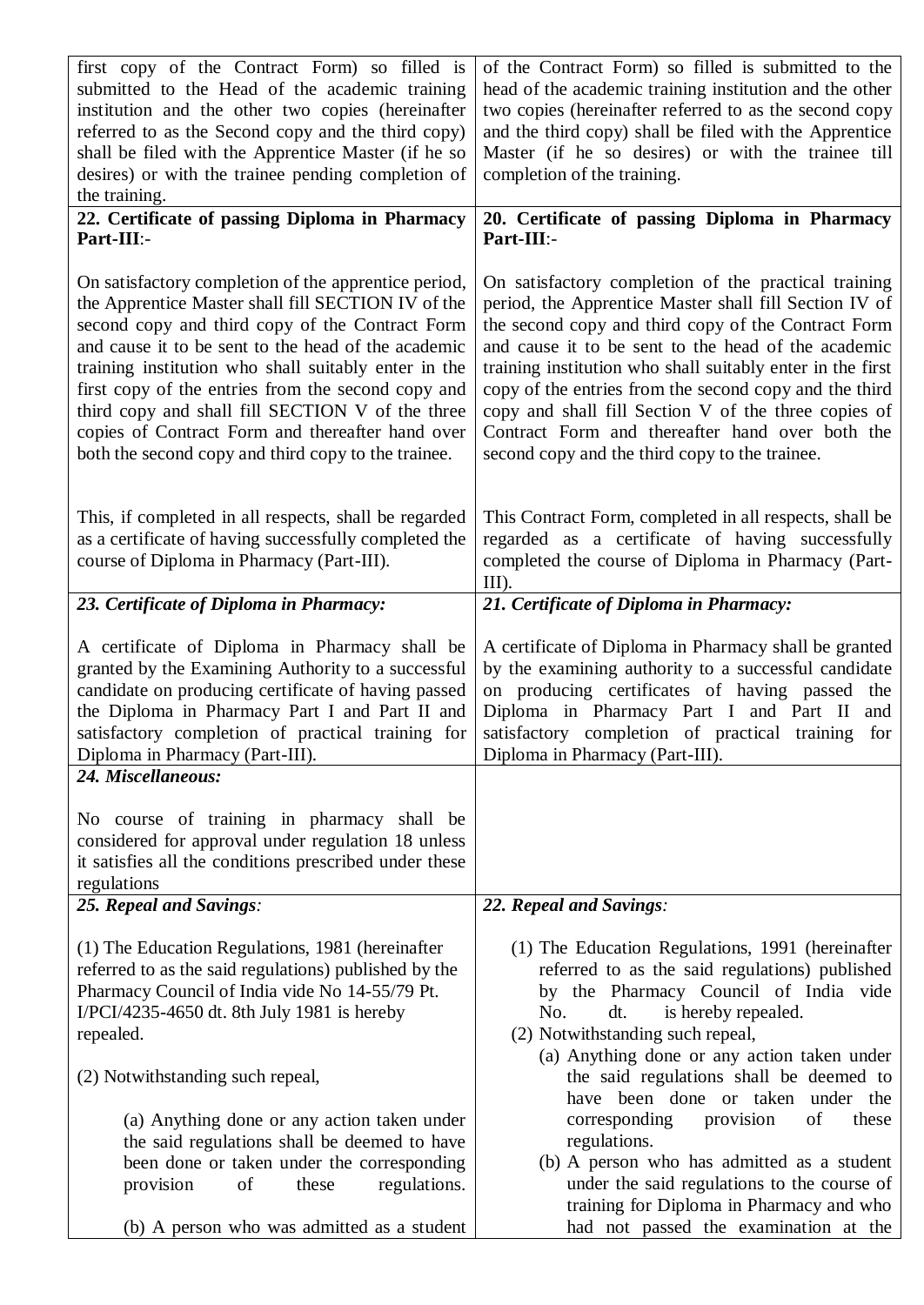| | |
|---|---|
| first copy of the Contract Form) so filled is submitted to the Head of the academic training institution and the other two copies (hereinafter referred to as the Second copy and the third copy) shall be filed with the Apprentice Master (if he so desires) or with the trainee pending completion of the training. | of the Contract Form) so filled is submitted to the head of the academic training institution and the other two copies (hereinafter referred to as the second copy and the third copy) shall be filed with the Apprentice Master (if he so desires) or with the trainee till completion of the training. |
| **22. Certificate of passing Diploma in Pharmacy Part-III**:-<br><br>On satisfactory completion of the apprentice period, the Apprentice Master shall fill SECTION IV of the second copy and third copy of the Contract Form and cause it to be sent to the head of the academic training institution who shall suitably enter in the first copy of the entries from the second copy and third copy and shall fill SECTION V of the three copies of Contract Form and thereafter hand over both the second copy and third copy to the trainee.<br><br>This, if completed in all respects, shall be regarded as a certificate of having successfully completed the course of Diploma in Pharmacy (Part-III). | **20. Certificate of passing Diploma in Pharmacy Part-III**:-<br><br>On satisfactory completion of the practical training period, the Apprentice Master shall fill Section IV of the second copy and third copy of the Contract Form and cause it to be sent to the head of the academic training institution who shall suitably enter in the first copy of the entries from the second copy and the third copy and shall fill Section V of the three copies of Contract Form and thereafter hand over both the second copy and the third copy to the trainee.<br><br>This Contract Form, completed in all respects, shall be regarded as a certificate of having successfully completed the course of Diploma in Pharmacy (Part-III). |
| ***23. Certificate of Diploma in Pharmacy:***<br><br>A certificate of Diploma in Pharmacy shall be granted by the Examining Authority to a successful candidate on producing certificate of having passed the Diploma in Pharmacy Part I and Part II and satisfactory completion of practical training for Diploma in Pharmacy (Part-III). | ***21. Certificate of Diploma in Pharmacy:***<br><br>A certificate of Diploma in Pharmacy shall be granted by the examining authority to a successful candidate on producing certificates of having passed the Diploma in Pharmacy Part I and Part II and satisfactory completion of practical training for Diploma in Pharmacy (Part-III). |
| ***24. Miscellaneous:***<br><br>No course of training in pharmacy shall be considered for approval under regulation 18 unless it satisfies all the conditions prescribed under these regulations | |
| ***25. Repeal and Savings**:*<br><br>(1) The Education Regulations, 1981 (hereinafter referred to as the said regulations) published by the Pharmacy Council of India vide No 14-55/79 Pt. I/PCI/4235-4650 dt. 8th July 1981 is hereby repealed.<br><br>(2) Notwithstanding such repeal,<br><br>(a) Anything done or any action taken under the said regulations shall be deemed to have been done or taken under the corresponding provision of these regulations.<br><br>(b) A person who was admitted as a student | ***22. Repeal and Savings**:*<br><br>(1) The Education Regulations, 1991 (hereinafter referred to as the said regulations) published by the Pharmacy Council of India vide No. dt. is hereby repealed.<br>(2) Notwithstanding such repeal,<br>(a) Anything done or any action taken under the said regulations shall be deemed to have been done or taken under the corresponding provision of these regulations.<br>(b) A person who has admitted as a student under the said regulations to the course of training for Diploma in Pharmacy and who had not passed the examination at the |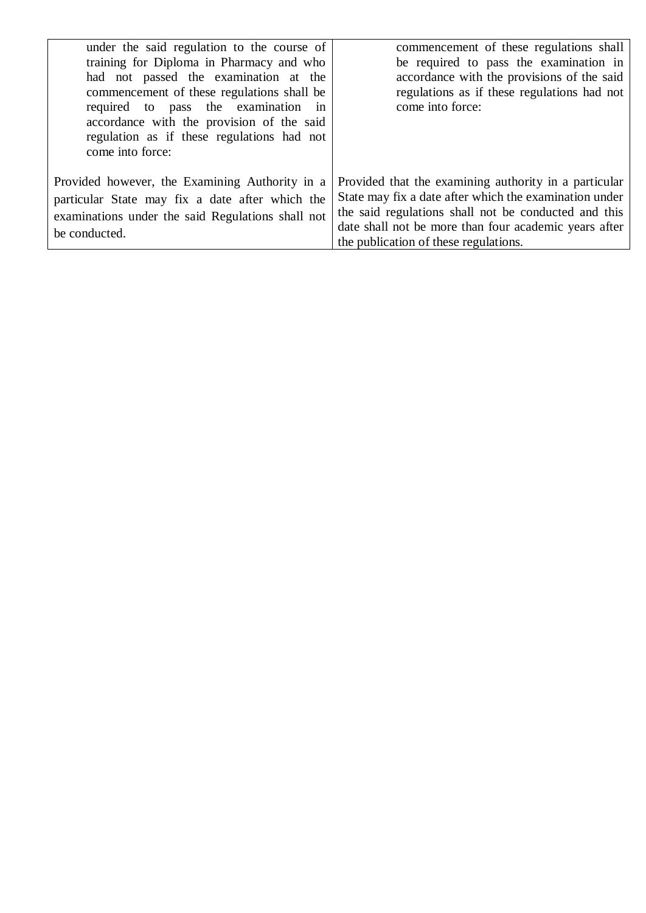| | |
|---|---|
| under the said regulation to the course of training for Diploma in Pharmacy and who had not passed the examination at the commencement of these regulations shall be required to pass the examination in accordance with the provision of the said regulation as if these regulations had not come into force: | commencement of these regulations shall be required to pass the examination in accordance with the provisions of the said regulations as if these regulations had not come into force: |
| Provided however, the Examining Authority in a particular State may fix a date after which the examinations under the said Regulations shall not be conducted. | Provided that the examining authority in a particular State may fix a date after which the examination under the said regulations shall not be conducted and this date shall not be more than four academic years after the publication of these regulations. |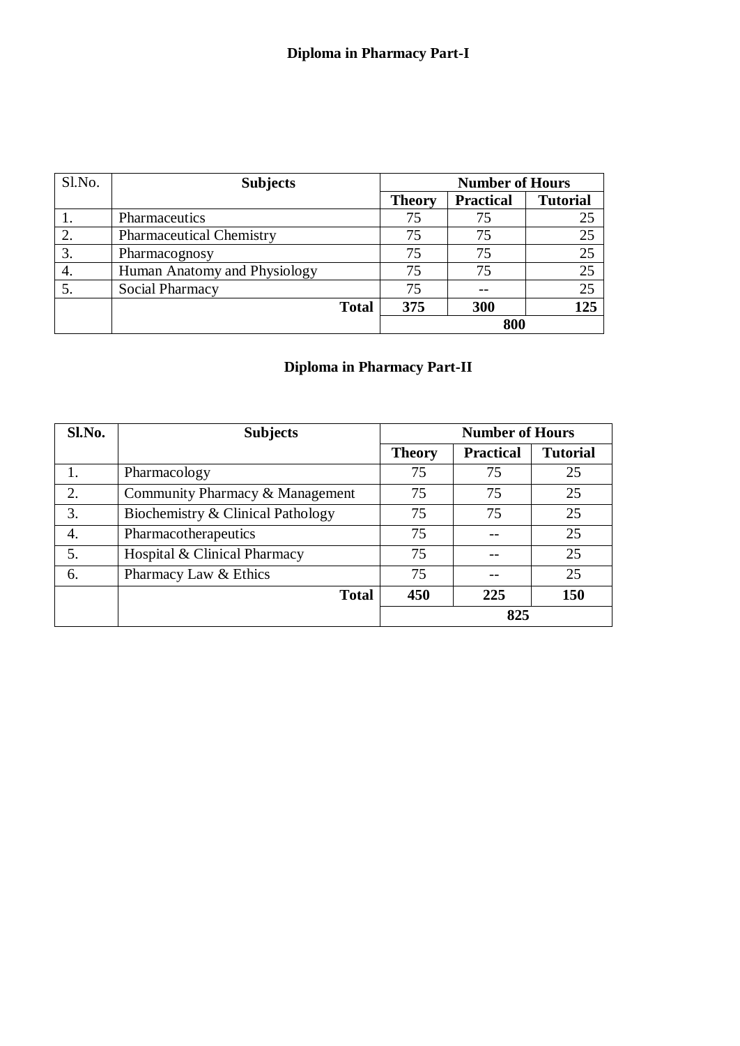## Diploma in Pharmacy Part-I

| Sl.No. | Subjects | Number of Hours | | |
|---|---|---|---|---|
| | | **Theory** | **Practical** | **Tutorial** |
| 1. | Pharmaceutics | 75 | 75 | 25 |
| 2. | Pharmaceutical Chemistry | 75 | 75 | 25 |
| 3. | Pharmacognosy | 75 | 75 | 25 |
| 4. | Human Anatomy and Physiology | 75 | 75 | 25 |
| 5. | Social Pharmacy | 75 | -- | 25 |
| | **Total** | **375** | **300** | **125** |
| | | **800** | | |

## Diploma in Pharmacy Part-II

| Sl.No. | Subjects | Number of Hours | | |
|---|---|---|---|---|
| | | **Theory** | **Practical** | **Tutorial** |
| 1. | Pharmacology | 75 | 75 | 25 |
| 2. | Community Pharmacy & Management | 75 | 75 | 25 |
| 3. | Biochemistry & Clinical Pathology | 75 | 75 | 25 |
| 4. | Pharmacotherapeutics | 75 | -- | 25 |
| 5. | Hospital & Clinical Pharmacy | 75 | -- | 25 |
| 6. | Pharmacy Law & Ethics | 75 | -- | 25 |
| | **Total** | **450** | **225** | **150** |
| | | **825** | | |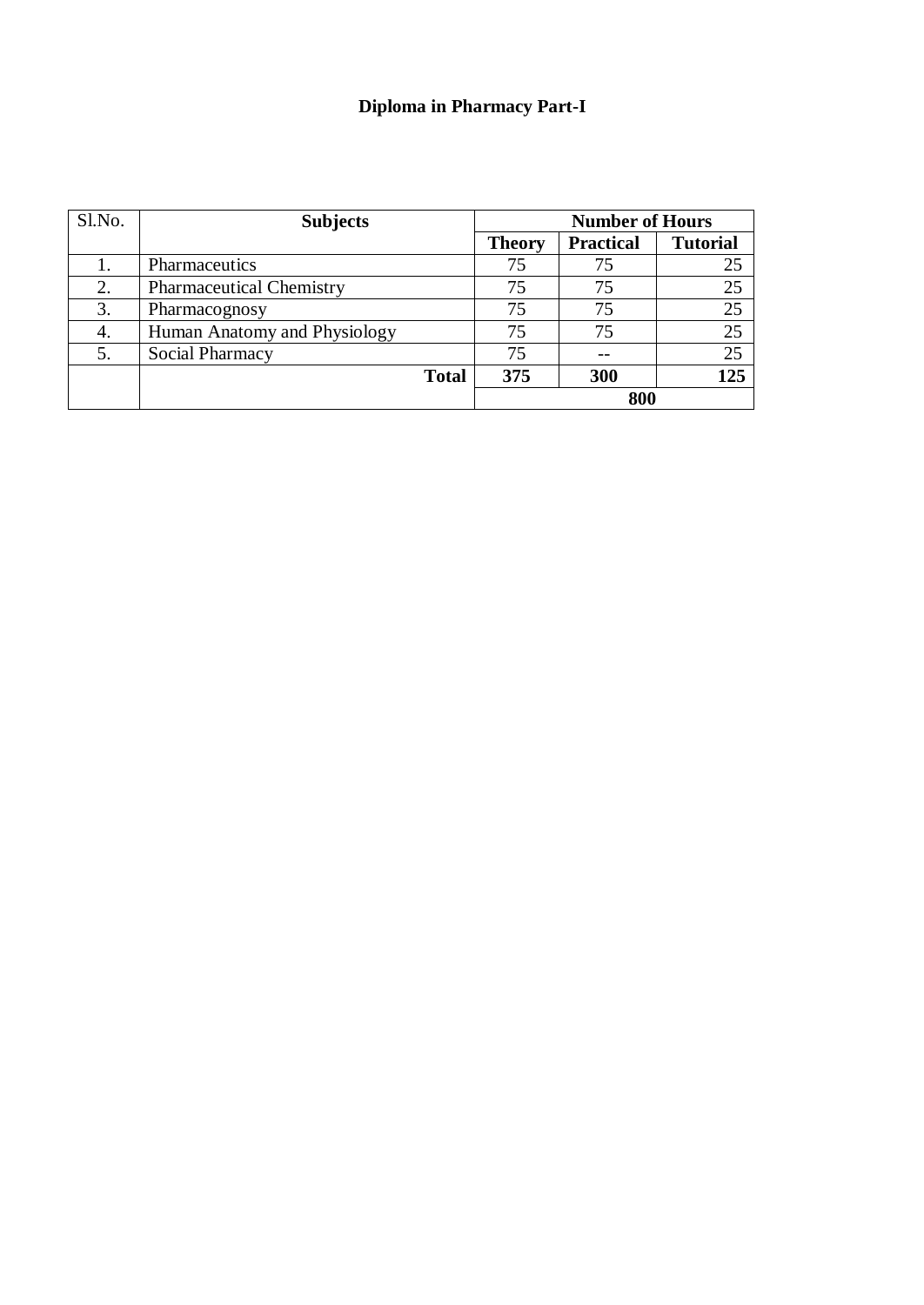# Diploma in Pharmacy Part-I

| Sl.No. | Subjects | Number of Hours | | |
|---|---|---|---|---|
| | | **Theory** | **Practical** | **Tutorial** |
| 1. | Pharmaceutics | 75 | 75 | 25 |
| 2. | Pharmaceutical Chemistry | 75 | 75 | 25 |
| 3. | Pharmacognosy | 75 | 75 | 25 |
| 4. | Human Anatomy and Physiology | 75 | 75 | 25 |
| 5. | Social Pharmacy | 75 | -- | 25 |
| | **Total** | **375** | **300** | **125** |
| | | **800** | | |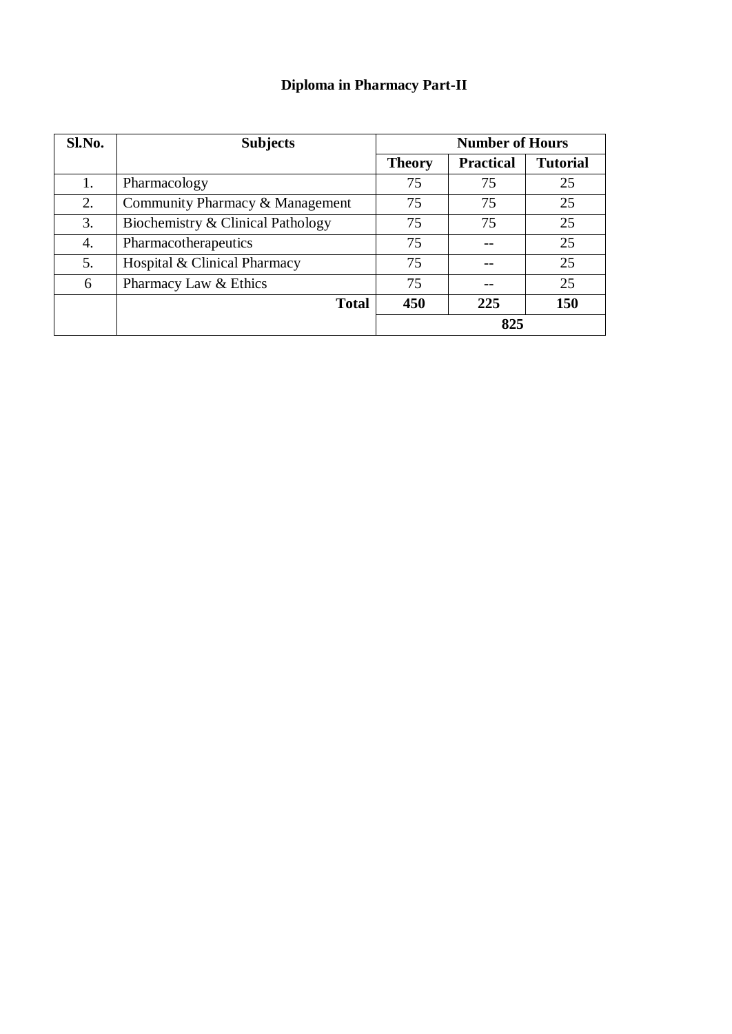# Diploma in Pharmacy Part-II

| Sl.No. | Subjects | Number of Hours | | |
|---|---|---|---|---|
| | | **Theory** | **Practical** | **Tutorial** |
| 1. | Pharmacology | 75 | 75 | 25 |
| 2. | Community Pharmacy & Management | 75 | 75 | 25 |
| 3. | Biochemistry & Clinical Pathology | 75 | 75 | 25 |
| 4. | Pharmacotherapeutics | 75 | -- | 25 |
| 5. | Hospital & Clinical Pharmacy | 75 | -- | 25 |
| 6 | Pharmacy Law & Ethics | 75 | -- | 25 |
| | **Total** | **450** | **225** | **150** |
| | | **825** | | |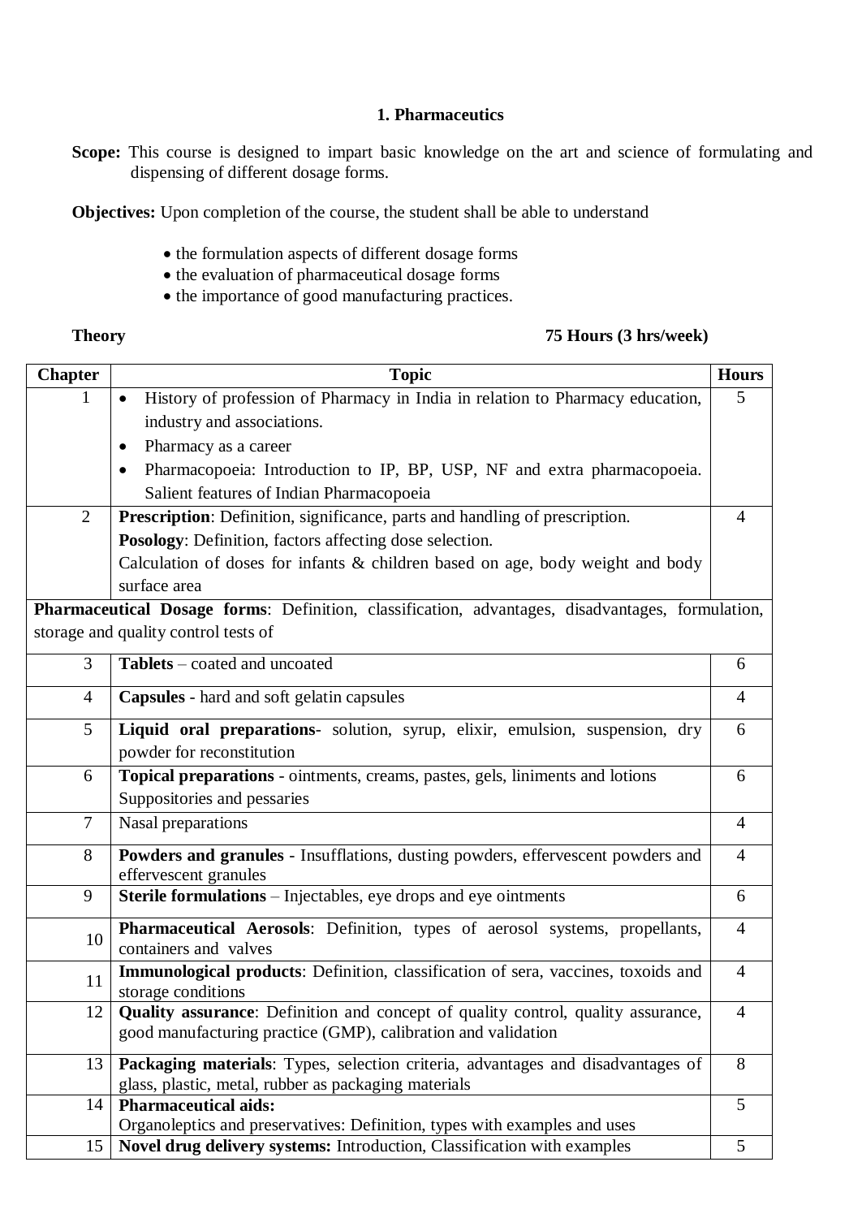## 1. Pharmaceutics

**Scope:** This course is designed to impart basic knowledge on the art and science of formulating and dispensing of different dosage forms.

**Objectives:** Upon completion of the course, the student shall be able to understand

- the formulation aspects of different dosage forms
- the evaluation of pharmaceutical dosage forms
- the importance of good manufacturing practices.

**Theory** **75 Hours (3 hrs/week)**

| Chapter | Topic | Hours |
|---|---|---|
| 1 | • History of profession of Pharmacy in India in relation to Pharmacy education, industry and associations.<br>• Pharmacy as a career<br>• Pharmacopoeia: Introduction to IP, BP, USP, NF and extra pharmacopoeia. Salient features of Indian Pharmacopoeia | 5 |
| 2 | **Prescription**: Definition, significance, parts and handling of prescription.<br>**Posology**: Definition, factors affecting dose selection.<br>Calculation of doses for infants & children based on age, body weight and body surface area | 4 |
| **Pharmaceutical Dosage forms**: Definition, classification, advantages, disadvantages, formulation, storage and quality control tests of | | |
| 3 | **Tablets** – coated and uncoated | 6 |
| 4 | **Capsules** - hard and soft gelatin capsules | 4 |
| 5 | **Liquid oral preparations**- solution, syrup, elixir, emulsion, suspension, dry powder for reconstitution | 6 |
| 6 | **Topical preparations** - ointments, creams, pastes, gels, liniments and lotions<br>Suppositories and pessaries | 6 |
| 7 | Nasal preparations | 4 |
| 8 | **Powders and granules** - Insufflations, dusting powders, effervescent powders and effervescent granules | 4 |
| 9 | **Sterile formulations** – Injectables, eye drops and eye ointments | 6 |
| 10 | **Pharmaceutical Aerosols**: Definition, types of aerosol systems, propellants, containers and valves | 4 |
| 11 | **Immunological products**: Definition, classification of sera, vaccines, toxoids and storage conditions | 4 |
| 12 | **Quality assurance**: Definition and concept of quality control, quality assurance, good manufacturing practice (GMP), calibration and validation | 4 |
| 13 | **Packaging materials**: Types, selection criteria, advantages and disadvantages of glass, plastic, metal, rubber as packaging materials | 8 |
| 14 | **Pharmaceutical aids:**<br>Organoleptics and preservatives: Definition, types with examples and uses | 5 |
| 15 | **Novel drug delivery systems:** Introduction, Classification with examples | 5 |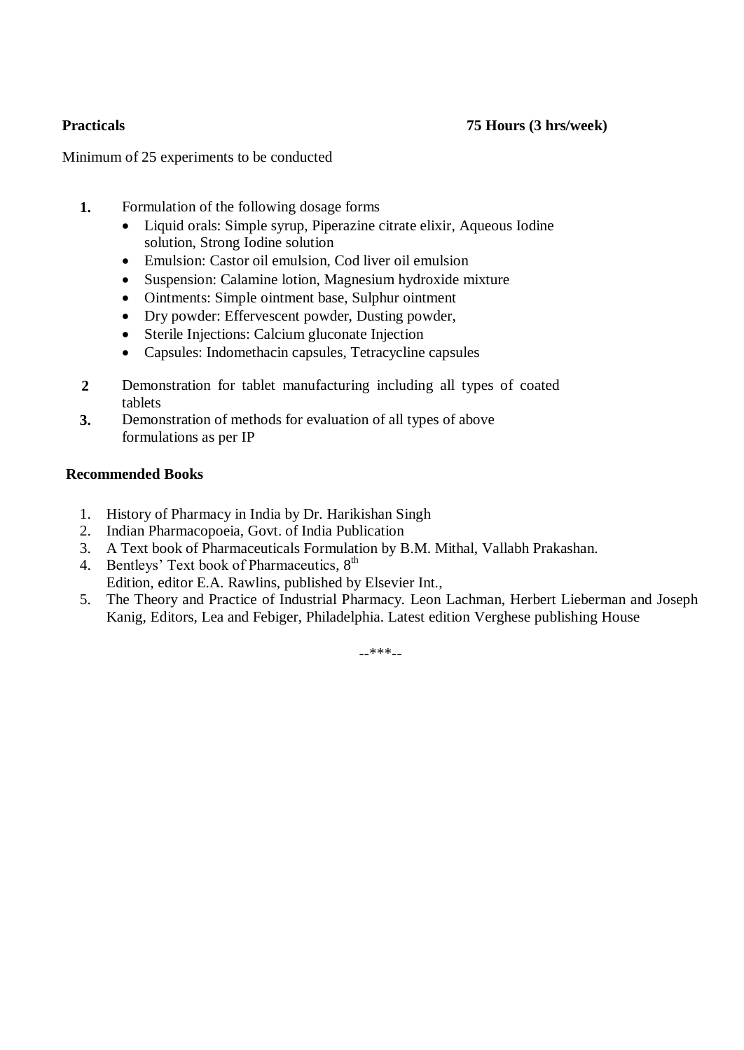**Practicals** **75 Hours (3 hrs/week)**

Minimum of 25 experiments to be conducted

1. Formulation of the following dosage forms
   - Liquid orals: Simple syrup, Piperazine citrate elixir, Aqueous Iodine solution, Strong Iodine solution
   - Emulsion: Castor oil emulsion, Cod liver oil emulsion
   - Suspension: Calamine lotion, Magnesium hydroxide mixture
   - Ointments: Simple ointment base, Sulphur ointment
   - Dry powder: Effervescent powder, Dusting powder,
   - Sterile Injections: Calcium gluconate Injection
   - Capsules: Indomethacin capsules, Tetracycline capsules
2. Demonstration for tablet manufacturing including all types of coated tablets
3. Demonstration of methods for evaluation of all types of above formulations as per IP

**Recommended Books**

1. History of Pharmacy in India by Dr. Harikishan Singh
2. Indian Pharmacopoeia, Govt. of India Publication
3. A Text book of Pharmaceuticals Formulation by B.M. Mithal, Vallabh Prakashan.
4. Bentleys' Text book of Pharmaceutics, 8$^{th}$ Edition, editor E.A. Rawlins, published by Elsevier Int.,
5. The Theory and Practice of Industrial Pharmacy. Leon Lachman, Herbert Lieberman and Joseph Kanig, Editors, Lea and Febiger, Philadelphia. Latest edition Verghese publishing House

--***--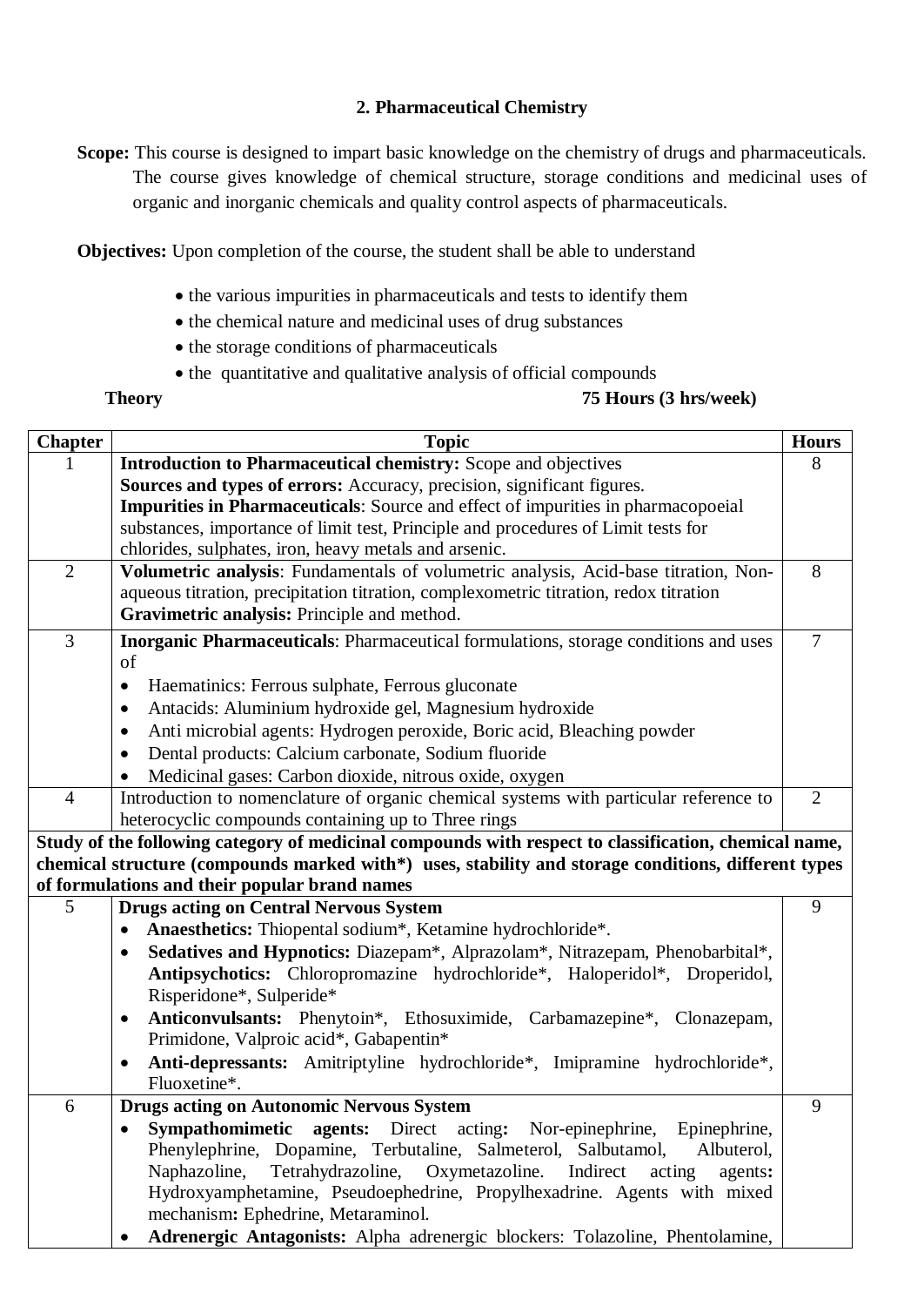## 2. Pharmaceutical Chemistry

**Scope:** This course is designed to impart basic knowledge on the chemistry of drugs and pharmaceuticals. The course gives knowledge of chemical structure, storage conditions and medicinal uses of organic and inorganic chemicals and quality control aspects of pharmaceuticals.

**Objectives:** Upon completion of the course, the student shall be able to understand

- the various impurities in pharmaceuticals and tests to identify them
- the chemical nature and medicinal uses of drug substances
- the storage conditions of pharmaceuticals
- the quantitative and qualitative analysis of official compounds

**Theory** **75 Hours (3 hrs/week)**

| Chapter | Topic | Hours |
|---|---|---|
| 1 | **Introduction to Pharmaceutical chemistry:** Scope and objectives<br>**Sources and types of errors:** Accuracy, precision, significant figures.<br>**Impurities in Pharmaceuticals**: Source and effect of impurities in pharmacopoeial substances, importance of limit test, Principle and procedures of Limit tests for chlorides, sulphates, iron, heavy metals and arsenic. | 8 |
| 2 | **Volumetric analysis**: Fundamentals of volumetric analysis, Acid-base titration, Non-aqueous titration, precipitation titration, complexometric titration, redox titration<br>**Gravimetric analysis:** Principle and method. | 8 |
| 3 | **Inorganic Pharmaceuticals**: Pharmaceutical formulations, storage conditions and uses of<br>• Haematinics: Ferrous sulphate, Ferrous gluconate<br>• Antacids: Aluminium hydroxide gel, Magnesium hydroxide<br>• Anti microbial agents: Hydrogen peroxide, Boric acid, Bleaching powder<br>• Dental products: Calcium carbonate, Sodium fluoride<br>• Medicinal gases: Carbon dioxide, nitrous oxide, oxygen | 7 |
| 4 | Introduction to nomenclature of organic chemical systems with particular reference to heterocyclic compounds containing up to Three rings | 2 |
| **Study of the following category of medicinal compounds with respect to classification, chemical name, chemical structure (compounds marked with*) uses, stability and storage conditions, different types of formulations and their popular brand names** | | |
| 5 | **Drugs acting on Central Nervous System**<br>• **Anaesthetics:** Thiopental sodium*, Ketamine hydrochloride*.<br>• **Sedatives and Hypnotics:** Diazepam*, Alprazolam*, Nitrazepam, Phenobarbital*, **Antipsychotics:** Chloropromazine hydrochloride*, Haloperidol*, Droperidol, Risperidone*, Sulperide*<br>• **Anticonvulsants:** Phenytoin*, Ethosuximide, Carbamazepine*, Clonazepam, Primidone, Valproic acid*, Gabapentin*<br>• **Anti-depressants:** Amitriptyline hydrochloride*, Imipramine hydrochloride*, Fluoxetine*. | 9 |
| 6 | **Drugs acting on Autonomic Nervous System**<br>• **Sympathomimetic agents:** Direct acting**:** Nor-epinephrine, Epinephrine, Phenylephrine, Dopamine, Terbutaline, Salmeterol, Salbutamol, Albuterol, Naphazoline, Tetrahydrazoline, Oxymetazoline. Indirect acting agents**:** Hydroxyamphetamine, Pseudoephedrine, Propylhexadrine. Agents with mixed mechanism**:** Ephedrine, Metaraminol.<br>• **Adrenergic Antagonists:** Alpha adrenergic blockers: Tolazoline, Phentolamine, | 9 |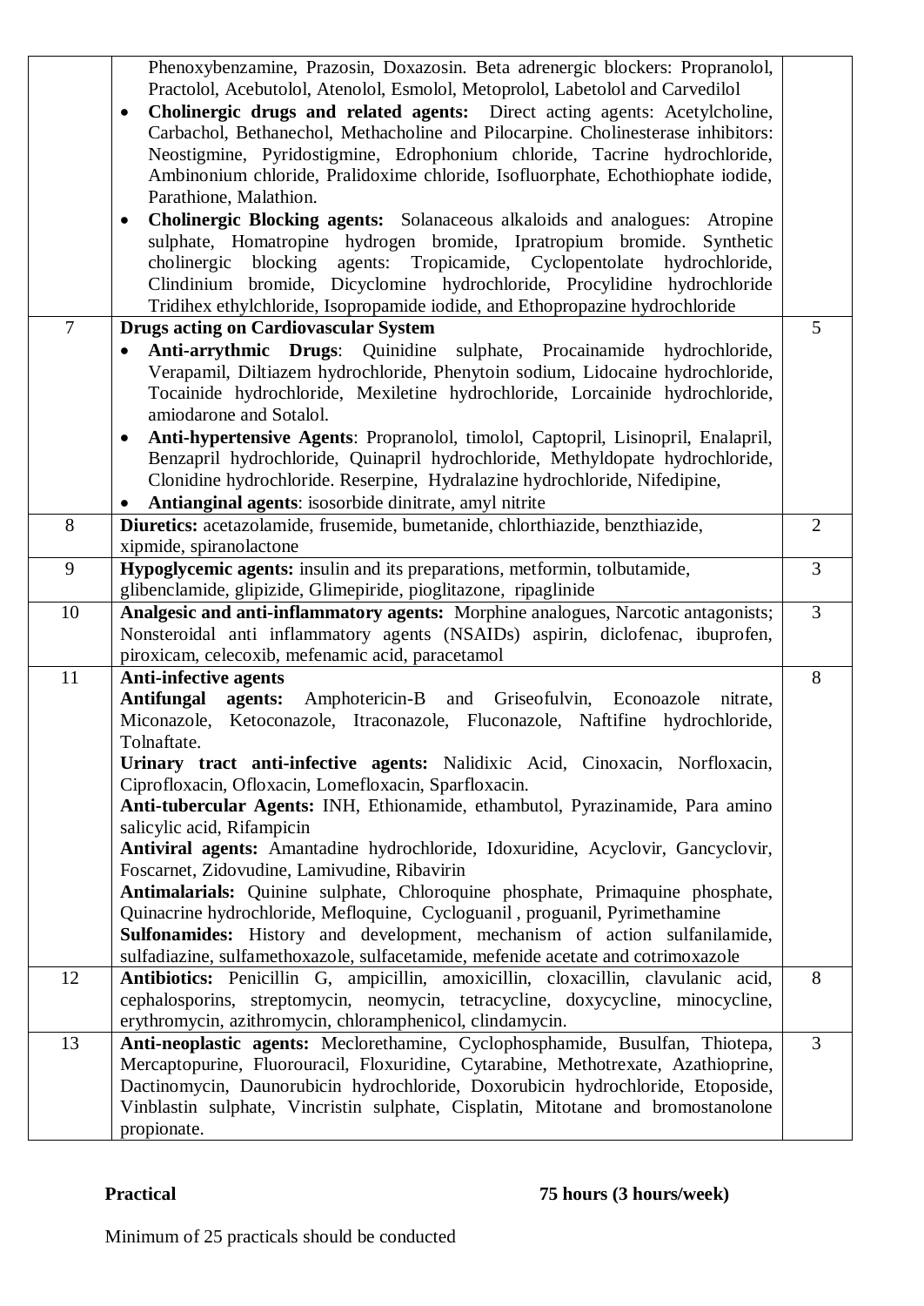| | | |
|---|---|---|
| | Phenoxybenzamine, Prazosin, Doxazosin. Beta adrenergic blockers: Propranolol, Practolol, Acebutolol, Atenolol, Esmolol, Metoprolol, Labetolol and Carvedilol<br>• **Cholinergic drugs and related agents:** Direct acting agents: Acetylcholine, Carbachol, Bethanechol, Methacholine and Pilocarpine. Cholinesterase inhibitors: Neostigmine, Pyridostigmine, Edrophonium chloride, Tacrine hydrochloride, Ambinonium chloride, Pralidoxime chloride, Isofluorphate, Echothiophate iodide, Parathione, Malathion.<br>• **Cholinergic Blocking agents:** Solanaceous alkaloids and analogues: Atropine sulphate, Homatropine hydrogen bromide, Ipratropium bromide. Synthetic cholinergic blocking agents: Tropicamide, Cyclopentolate hydrochloride, Clindinium bromide, Dicyclomine hydrochloride, Procylidine hydrochloride Tridihex ethylchloride, Isopropamide iodide, and Ethopropazine hydrochloride | |
| 7 | **Drugs acting on Cardiovascular System**<br>• **Anti-arrythmic Drugs**: Quinidine sulphate, Procainamide hydrochloride, Verapamil, Diltiazem hydrochloride, Phenytoin sodium, Lidocaine hydrochloride, Tocainide hydrochloride, Mexiletine hydrochloride, Lorcainide hydrochloride, amiodarone and Sotalol.<br>• **Anti-hypertensive Agents**: Propranolol, timolol, Captopril, Lisinopril, Enalapril, Benzapril hydrochloride, Quinapril hydrochloride, Methyldopate hydrochloride, Clonidine hydrochloride. Reserpine, Hydralazine hydrochloride, Nifedipine,<br>• **Antianginal agents**: isosorbide dinitrate, amyl nitrite | 5 |
| 8 | **Diuretics:** acetazolamide, frusemide, bumetanide, chlorthiazide, benzthiazide, xipmide, spiranolactone | 2 |
| 9 | **Hypoglycemic agents:** insulin and its preparations, metformin, tolbutamide, glibenclamide, glipizide, Glimepiride, pioglitazone, ripaglinide | 3 |
| 10 | **Analgesic and anti-inflammatory agents:** Morphine analogues, Narcotic antagonists; Nonsteroidal anti inflammatory agents (NSAIDs) aspirin, diclofenac, ibuprofen, piroxicam, celecoxib, mefenamic acid, paracetamol | 3 |
| 11 | **Anti-infective agents**<br>**Antifungal agents:** Amphotericin-B and Griseofulvin, Econoazole nitrate, Miconazole, Ketoconazole, Itraconazole, Fluconazole, Naftifine hydrochloride, Tolnaftate.<br>**Urinary tract anti-infective agents:** Nalidixic Acid, Cinoxacin, Norfloxacin, Ciprofloxacin, Ofloxacin, Lomefloxacin, Sparfloxacin.<br>**Anti-tubercular Agents:** INH, Ethionamide, ethambutol, Pyrazinamide, Para amino salicylic acid, Rifampicin<br>**Antiviral agents:** Amantadine hydrochloride, Idoxuridine, Acyclovir, Gancyclovir, Foscarnet, Zidovudine, Lamivudine, Ribavirin<br>**Antimalarials:** Quinine sulphate, Chloroquine phosphate, Primaquine phosphate, Quinacrine hydrochloride, Mefloquine, Cycloguanil , proguanil, Pyrimethamine<br>**Sulfonamides:** History and development, mechanism of action sulfanilamide, sulfadiazine, sulfamethoxazole, sulfacetamide, mefenide acetate and cotrimoxazole | 8 |
| 12 | **Antibiotics:** Penicillin G, ampicillin, amoxicillin, cloxacillin, clavulanic acid, cephalosporins, streptomycin, neomycin, tetracycline, doxycycline, minocycline, erythromycin, azithromycin, chloramphenicol, clindamycin. | 8 |
| 13 | **Anti-neoplastic agents:** Meclorethamine, Cyclophosphamide, Busulfan, Thiotepa, Mercaptopurine, Fluorouracil, Floxuridine, Cytarabine, Methotrexate, Azathioprine, Dactinomycin, Daunorubicin hydrochloride, Doxorubicin hydrochloride, Etoposide, Vinblastin sulphate, Vincristin sulphate, Cisplatin, Mitotane and bromostanolone propionate. | 3 |

**Practical** **75 hours (3 hours/week)**

Minimum of 25 practicals should be conducted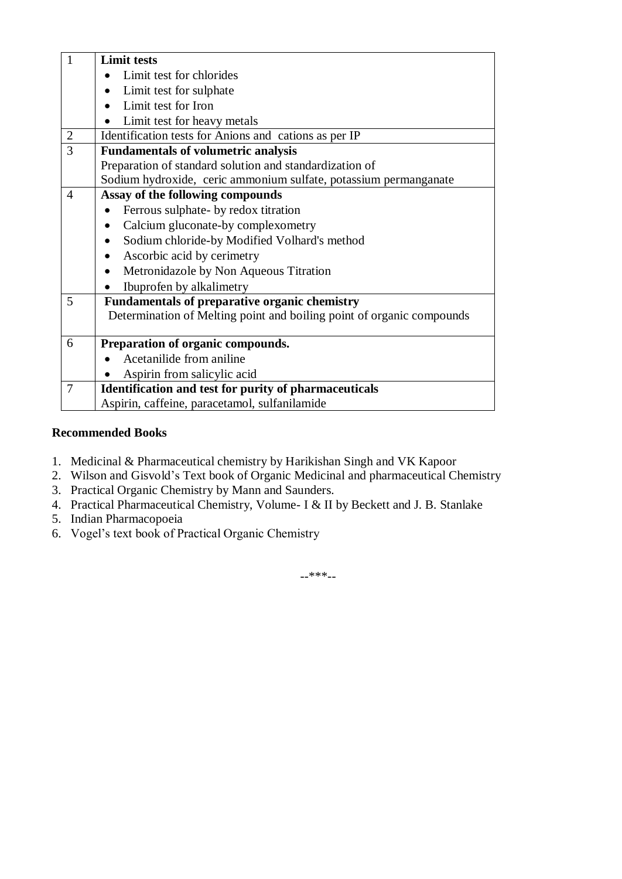| | |
|---|---|
| 1 | **Limit tests**<br>• Limit test for chlorides<br>• Limit test for sulphate<br>• Limit test for Iron<br>• Limit test for heavy metals |
| 2 | Identification tests for Anions and cations as per IP |
| 3 | **Fundamentals of volumetric analysis**<br>Preparation of standard solution and standardization of<br>Sodium hydroxide, ceric ammonium sulfate, potassium permanganate |
| 4 | **Assay of the following compounds**<br>• Ferrous sulphate- by redox titration<br>• Calcium gluconate-by complexometry<br>• Sodium chloride-by Modified Volhard's method<br>• Ascorbic acid by cerimetry<br>• Metronidazole by Non Aqueous Titration<br>• Ibuprofen by alkalimetry |
| 5 | **Fundamentals of preparative organic chemistry**<br>Determination of Melting point and boiling point of organic compounds |
| 6 | **Preparation of organic compounds.**<br>• Acetanilide from aniline<br>• Aspirin from salicylic acid |
| 7 | **Identification and test for purity of pharmaceuticals**<br>Aspirin, caffeine, paracetamol, sulfanilamide |

**Recommended Books**

1. Medicinal & Pharmaceutical chemistry by Harikishan Singh and VK Kapoor
2. Wilson and Gisvold's Text book of Organic Medicinal and pharmaceutical Chemistry
3. Practical Organic Chemistry by Mann and Saunders.
4. Practical Pharmaceutical Chemistry, Volume- I & II by Beckett and J. B. Stanlake
5. Indian Pharmacopoeia
6. Vogel's text book of Practical Organic Chemistry

--***--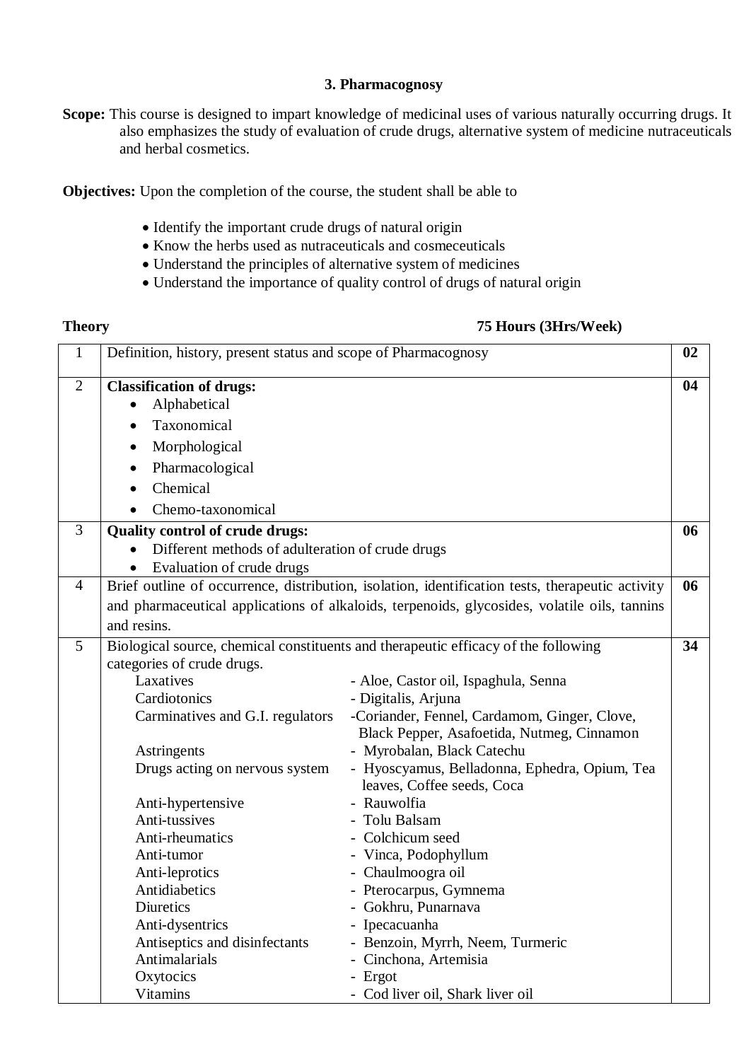### 3. Pharmacognosy

**Scope:** This course is designed to impart knowledge of medicinal uses of various naturally occurring drugs. It also emphasizes the study of evaluation of crude drugs, alternative system of medicine nutraceuticals and herbal cosmetics.

**Objectives:** Upon the completion of the course, the student shall be able to

- Identify the important crude drugs of natural origin
- Know the herbs used as nutraceuticals and cosmeceuticals
- Understand the principles of alternative system of medicines
- Understand the importance of quality control of drugs of natural origin

**Theory** **75 Hours (3Hrs/Week)**

| | | |
|---|---|---|
| 1 | Definition, history, present status and scope of Pharmacognosy | **02** |
| 2 | **Classification of drugs:**<br>• Alphabetical<br>• Taxonomical<br>• Morphological<br>• Pharmacological<br>• Chemical<br>• Chemo-taxonomical | **04** |
| 3 | **Quality control of crude drugs:**<br>• Different methods of adulteration of crude drugs<br>• Evaluation of crude drugs | **06** |
| 4 | Brief outline of occurrence, distribution, isolation, identification tests, therapeutic activity and pharmaceutical applications of alkaloids, terpenoids, glycosides, volatile oils, tannins and resins. | **06** |
| 5 | Biological source, chemical constituents and therapeutic efficacy of the following categories of crude drugs.<br>Laxatives - Aloe, Castor oil, Ispaghula, Senna<br>Cardiotonics - Digitalis, Arjuna<br>Carminatives and G.I. regulators -Coriander, Fennel, Cardamom, Ginger, Clove, Black Pepper, Asafoetida, Nutmeg, Cinnamon<br>Astringents - Myrobalan, Black Catechu<br>Drugs acting on nervous system - Hyoscyamus, Belladonna, Ephedra, Opium, Tea leaves, Coffee seeds, Coca<br>Anti-hypertensive - Rauwolfia<br>Anti-tussives - Tolu Balsam<br>Anti-rheumatics - Colchicum seed<br>Anti-tumor - Vinca, Podophyllum<br>Anti-leprotics - Chaulmoogra oil<br>Antidiabetics - Pterocarpus, Gymnema<br>Diuretics - Gokhru, Punarnava<br>Anti-dysentrics - Ipecacuanha<br>Antiseptics and disinfectants - Benzoin, Myrrh, Neem, Turmeric<br>Antimalarials - Cinchona, Artemisia<br>Oxytocics - Ergot<br>Vitamins - Cod liver oil, Shark liver oil | **34** |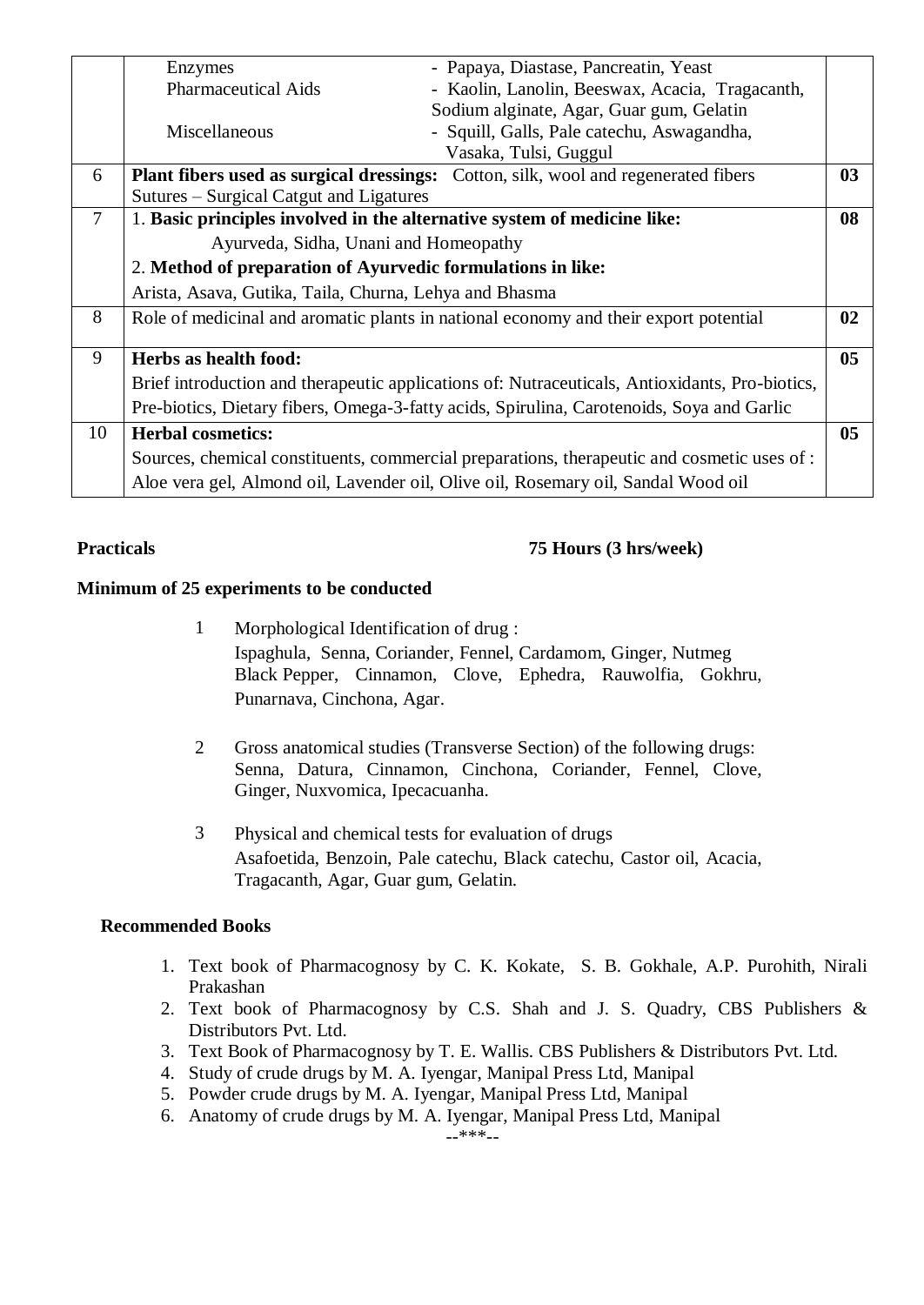| | | |
|---|---|---|
| | Enzymes - Papaya, Diastase, Pancreatin, Yeast<br>Pharmaceutical Aids - Kaolin, Lanolin, Beeswax, Acacia, Tragacanth, Sodium alginate, Agar, Guar gum, Gelatin<br>Miscellaneous - Squill, Galls, Pale catechu, Aswagandha, Vasaka, Tulsi, Guggul | |
| 6 | **Plant fibers used as surgical dressings:** Cotton, silk, wool and regenerated fibers<br>Sutures – Surgical Catgut and Ligatures | **03** |
| 7 | 1. **Basic principles involved in the alternative system of medicine like:**<br>Ayurveda, Sidha, Unani and Homeopathy<br>2. **Method of preparation of Ayurvedic formulations in like:**<br>Arista, Asava, Gutika, Taila, Churna, Lehya and Bhasma | **08** |
| 8 | Role of medicinal and aromatic plants in national economy and their export potential | **02** |
| 9 | **Herbs as health food:**<br>Brief introduction and therapeutic applications of: Nutraceuticals, Antioxidants, Pro-biotics, Pre-biotics, Dietary fibers, Omega-3-fatty acids, Spirulina, Carotenoids, Soya and Garlic | **05** |
| 10 | **Herbal cosmetics:**<br>Sources, chemical constituents, commercial preparations, therapeutic and cosmetic uses of : Aloe vera gel, Almond oil, Lavender oil, Olive oil, Rosemary oil, Sandal Wood oil | **05** |

**Practicals** **75 Hours (3 hrs/week)**

**Minimum of 25 experiments to be conducted**

1. Morphological Identification of drug :
   Ispaghula, Senna, Coriander, Fennel, Cardamom, Ginger, Nutmeg Black Pepper, Cinnamon, Clove, Ephedra, Rauwolfia, Gokhru, Punarnava, Cinchona, Agar.

2. Gross anatomical studies (Transverse Section) of the following drugs:
   Senna, Datura, Cinnamon, Cinchona, Coriander, Fennel, Clove, Ginger, Nuxvomica, Ipecacuanha.

3. Physical and chemical tests for evaluation of drugs
   Asafoetida, Benzoin, Pale catechu, Black catechu, Castor oil, Acacia, Tragacanth, Agar, Guar gum, Gelatin.

**Recommended Books**

1. Text book of Pharmacognosy by C. K. Kokate, S. B. Gokhale, A.P. Purohith, Nirali Prakashan
2. Text book of Pharmacognosy by C.S. Shah and J. S. Quadry, CBS Publishers & Distributors Pvt. Ltd.
3. Text Book of Pharmacognosy by T. E. Wallis. CBS Publishers & Distributors Pvt. Ltd.
4. Study of crude drugs by M. A. Iyengar, Manipal Press Ltd, Manipal
5. Powder crude drugs by M. A. Iyengar, Manipal Press Ltd, Manipal
6. Anatomy of crude drugs by M. A. Iyengar, Manipal Press Ltd, Manipal

--***--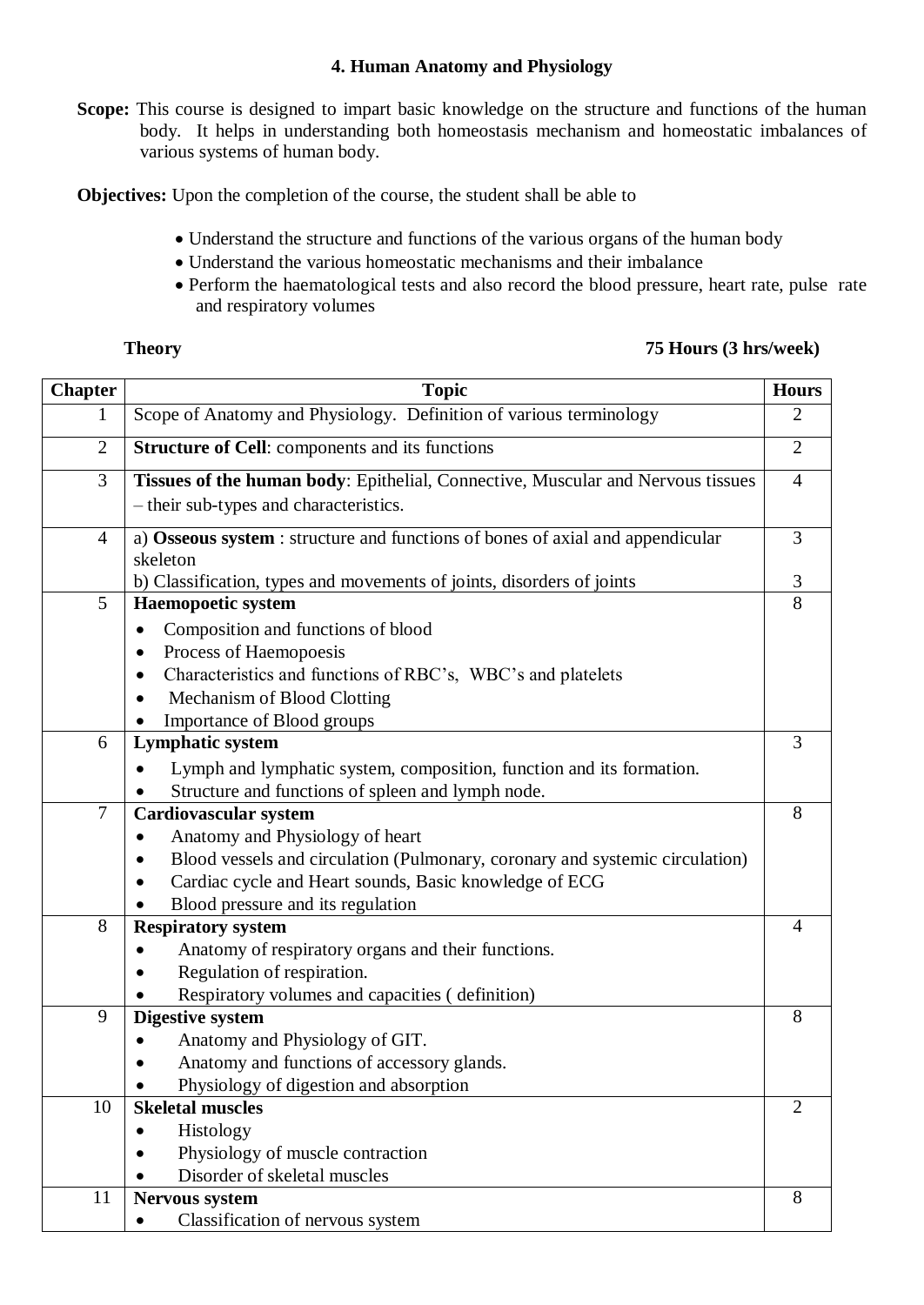## 4. Human Anatomy and Physiology

**Scope:** This course is designed to impart basic knowledge on the structure and functions of the human body. It helps in understanding both homeostasis mechanism and homeostatic imbalances of various systems of human body.

**Objectives:** Upon the completion of the course, the student shall be able to

- Understand the structure and functions of the various organs of the human body
- Understand the various homeostatic mechanisms and their imbalance
- Perform the haematological tests and also record the blood pressure, heart rate, pulse rate and respiratory volumes

**Theory** **75 Hours (3 hrs/week)**

| Chapter | Topic | Hours |
|---|---|---|
| 1 | Scope of Anatomy and Physiology. Definition of various terminology | 2 |
| 2 | **Structure of Cell**: components and its functions | 2 |
| 3 | **Tissues of the human body**: Epithelial, Connective, Muscular and Nervous tissues – their sub-types and characteristics. | 4 |
| 4 | a) **Osseous system** : structure and functions of bones of axial and appendicular skeleton<br>b) Classification, types and movements of joints, disorders of joints | 3<br><br>3 |
| 5 | **Haemopoetic system**<br>• Composition and functions of blood<br>• Process of Haemopoesis<br>• Characteristics and functions of RBC's, WBC's and platelets<br>• Mechanism of Blood Clotting<br>• Importance of Blood groups | 8 |
| 6 | **Lymphatic system**<br>• Lymph and lymphatic system, composition, function and its formation.<br>• Structure and functions of spleen and lymph node. | 3 |
| 7 | **Cardiovascular system**<br>• Anatomy and Physiology of heart<br>• Blood vessels and circulation (Pulmonary, coronary and systemic circulation)<br>• Cardiac cycle and Heart sounds, Basic knowledge of ECG<br>• Blood pressure and its regulation | 8 |
| 8 | **Respiratory system**<br>• Anatomy of respiratory organs and their functions.<br>• Regulation of respiration.<br>• Respiratory volumes and capacities ( definition) | 4 |
| 9 | **Digestive system**<br>• Anatomy and Physiology of GIT.<br>• Anatomy and functions of accessory glands.<br>• Physiology of digestion and absorption | 8 |
| 10 | **Skeletal muscles**<br>• Histology<br>• Physiology of muscle contraction<br>• Disorder of skeletal muscles | 2 |
| 11 | **Nervous system**<br>• Classification of nervous system | 8 |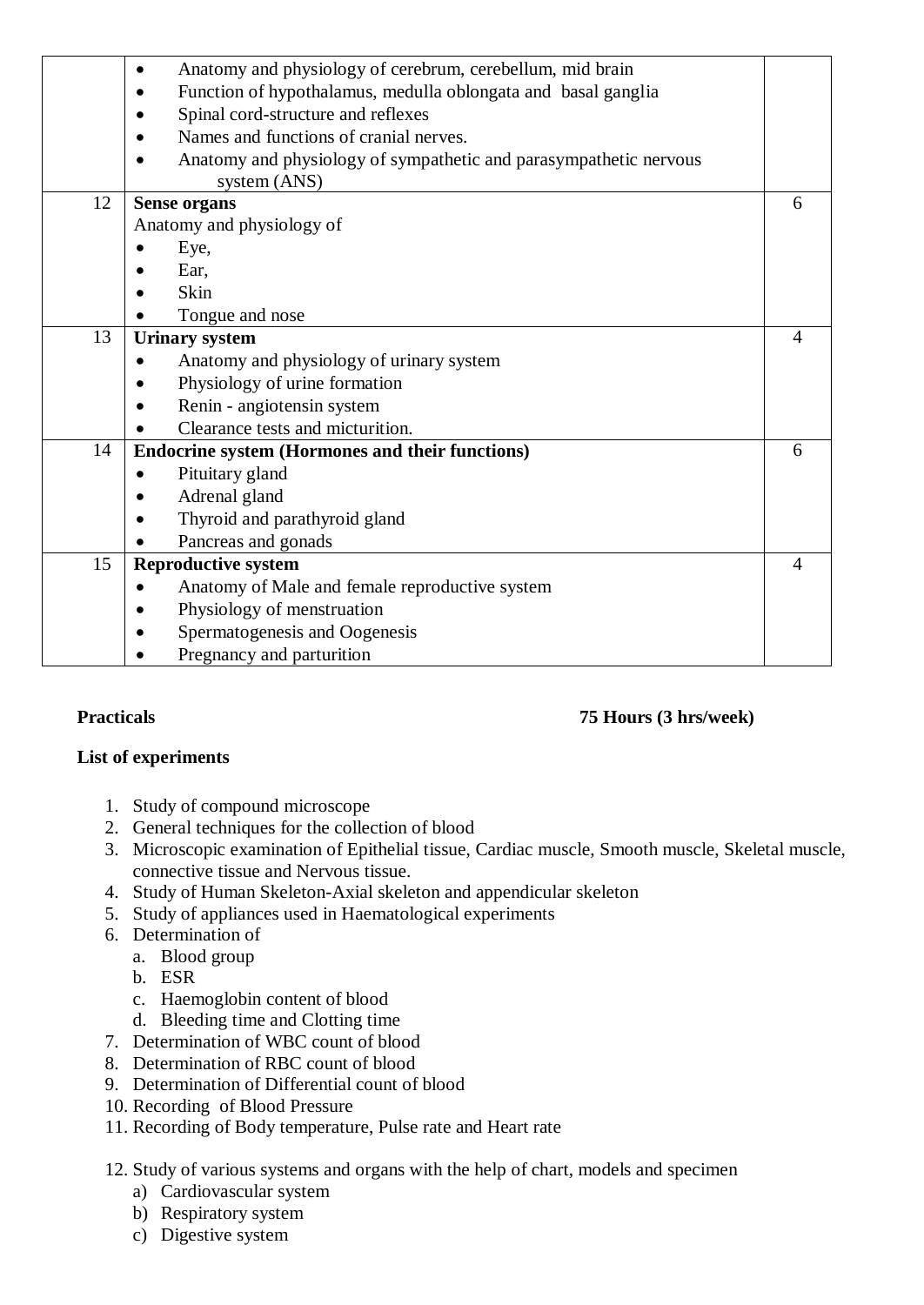| | | |
|---|---|---|
| | • Anatomy and physiology of cerebrum, cerebellum, mid brain<br>• Function of hypothalamus, medulla oblongata and basal ganglia<br>• Spinal cord-structure and reflexes<br>• Names and functions of cranial nerves.<br>• Anatomy and physiology of sympathetic and parasympathetic nervous system (ANS) | |
| 12 | **Sense organs**<br>Anatomy and physiology of<br>• Eye,<br>• Ear,<br>• Skin<br>• Tongue and nose | 6 |
| 13 | **Urinary system**<br>• Anatomy and physiology of urinary system<br>• Physiology of urine formation<br>• Renin - angiotensin system<br>• Clearance tests and micturition. | 4 |
| 14 | **Endocrine system (Hormones and their functions)**<br>• Pituitary gland<br>• Adrenal gland<br>• Thyroid and parathyroid gland<br>• Pancreas and gonads | 6 |
| 15 | **Reproductive system**<br>• Anatomy of Male and female reproductive system<br>• Physiology of menstruation<br>• Spermatogenesis and Oogenesis<br>• Pregnancy and parturition | 4 |

**Practicals** **75 Hours (3 hrs/week)**

**List of experiments**

1. Study of compound microscope
2. General techniques for the collection of blood
3. Microscopic examination of Epithelial tissue, Cardiac muscle, Smooth muscle, Skeletal muscle, connective tissue and Nervous tissue.
4. Study of Human Skeleton-Axial skeleton and appendicular skeleton
5. Study of appliances used in Haematological experiments
6. Determination of
   a. Blood group
   b. ESR
   c. Haemoglobin content of blood
   d. Bleeding time and Clotting time
7. Determination of WBC count of blood
8. Determination of RBC count of blood
9. Determination of Differential count of blood
10. Recording of Blood Pressure
11. Recording of Body temperature, Pulse rate and Heart rate
12. Study of various systems and organs with the help of chart, models and specimen
    a) Cardiovascular system
    b) Respiratory system
    c) Digestive system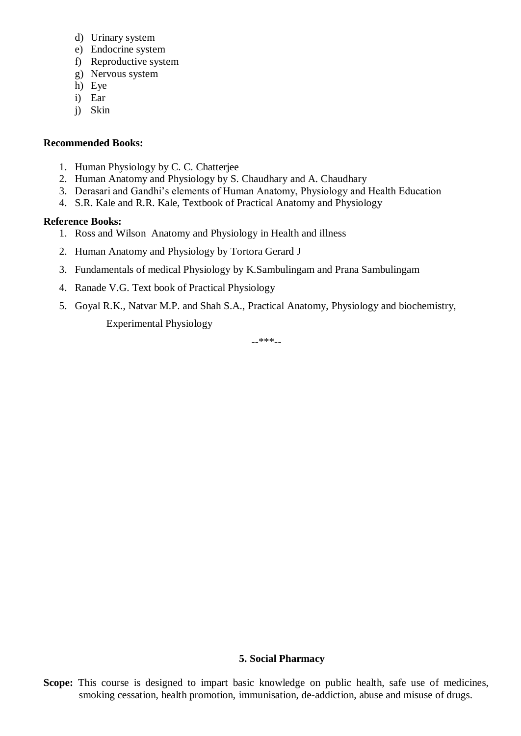d) Urinary system
e) Endocrine system
f) Reproductive system
g) Nervous system
h) Eye
i) Ear
j) Skin

**Recommended Books:**

1. Human Physiology by C. C. Chatterjee
2. Human Anatomy and Physiology by S. Chaudhary and A. Chaudhary
3. Derasari and Gandhi's elements of Human Anatomy, Physiology and Health Education
4. S.R. Kale and R.R. Kale, Textbook of Practical Anatomy and Physiology

**Reference Books:**

1. Ross and Wilson Anatomy and Physiology in Health and illness
2. Human Anatomy and Physiology by Tortora Gerard J
3. Fundamentals of medical Physiology by K.Sambulingam and Prana Sambulingam
4. Ranade V.G. Text book of Practical Physiology
5. Goyal R.K., Natvar M.P. and Shah S.A., Practical Anatomy, Physiology and biochemistry, Experimental Physiology

--***--

## 5. Social Pharmacy

**Scope:** This course is designed to impart basic knowledge on public health, safe use of medicines, smoking cessation, health promotion, immunisation, de-addiction, abuse and misuse of drugs.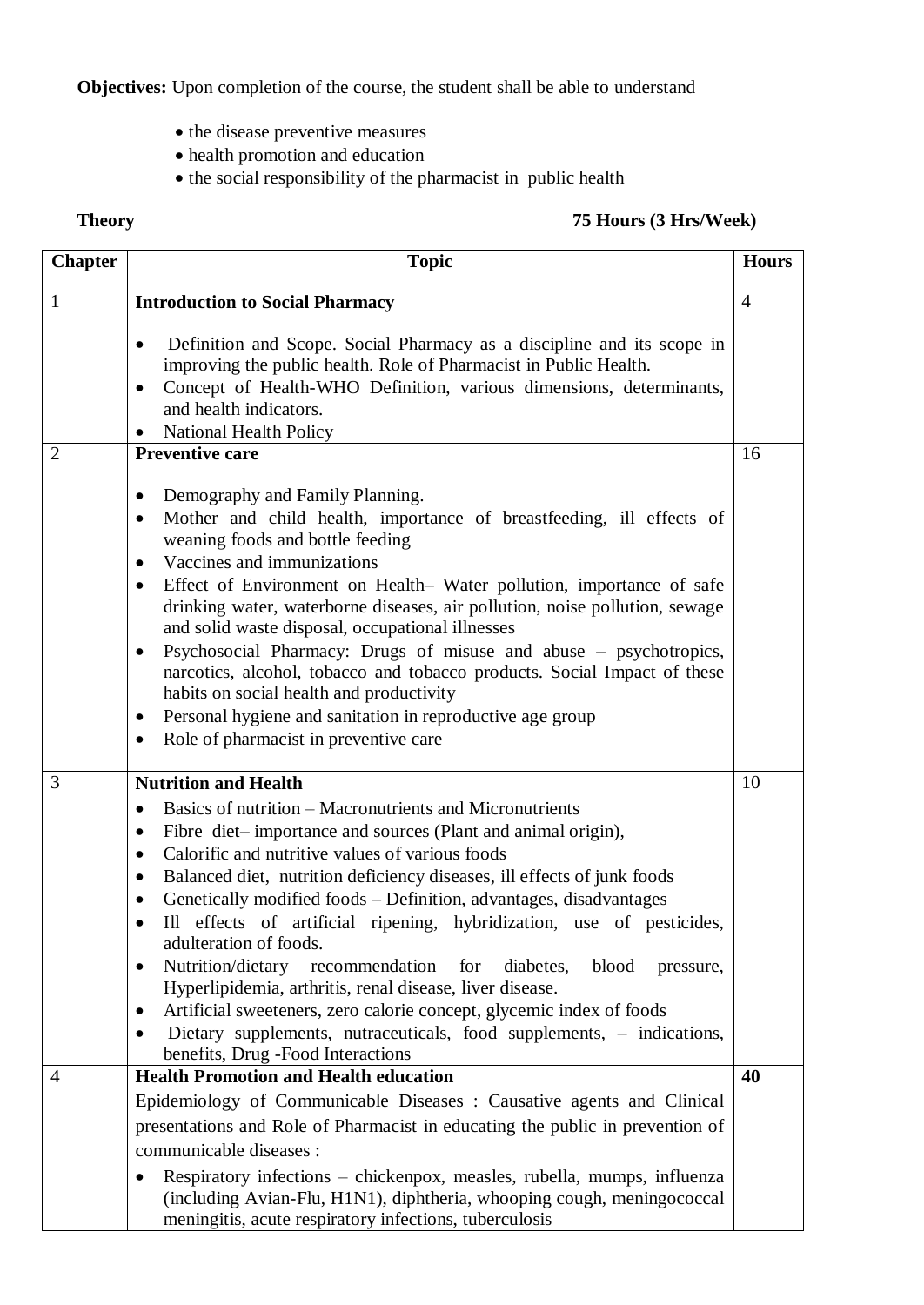**Objectives:** Upon completion of the course, the student shall be able to understand

- the disease preventive measures
- health promotion and education
- the social responsibility of the pharmacist in public health

**Theory** **75 Hours (3 Hrs/Week)**

| Chapter | Topic | Hours |
|---|---|---|
| 1 | **Introduction to Social Pharmacy**<br>• Definition and Scope. Social Pharmacy as a discipline and its scope in improving the public health. Role of Pharmacist in Public Health.<br>• Concept of Health-WHO Definition, various dimensions, determinants, and health indicators.<br>• National Health Policy | 4 |
| 2 | **Preventive care**<br>• Demography and Family Planning.<br>• Mother and child health, importance of breastfeeding, ill effects of weaning foods and bottle feeding<br>• Vaccines and immunizations<br>• Effect of Environment on Health– Water pollution, importance of safe drinking water, waterborne diseases, air pollution, noise pollution, sewage and solid waste disposal, occupational illnesses<br>• Psychosocial Pharmacy: Drugs of misuse and abuse – psychotropics, narcotics, alcohol, tobacco and tobacco products. Social Impact of these habits on social health and productivity<br>• Personal hygiene and sanitation in reproductive age group<br>• Role of pharmacist in preventive care | 16 |
| 3 | **Nutrition and Health**<br>• Basics of nutrition – Macronutrients and Micronutrients<br>• Fibre diet– importance and sources (Plant and animal origin),<br>• Calorific and nutritive values of various foods<br>• Balanced diet, nutrition deficiency diseases, ill effects of junk foods<br>• Genetically modified foods – Definition, advantages, disadvantages<br>• Ill effects of artificial ripening, hybridization, use of pesticides, adulteration of foods.<br>• Nutrition/dietary recommendation for diabetes, blood pressure, Hyperlipidemia, arthritis, renal disease, liver disease.<br>• Artificial sweeteners, zero calorie concept, glycemic index of foods<br>• Dietary supplements, nutraceuticals, food supplements, – indications, benefits, Drug -Food Interactions | 10 |
| 4 | **Health Promotion and Health education**<br>Epidemiology of Communicable Diseases : Causative agents and Clinical presentations and Role of Pharmacist in educating the public in prevention of communicable diseases :<br>• Respiratory infections – chickenpox, measles, rubella, mumps, influenza (including Avian-Flu, H1N1), diphtheria, whooping cough, meningococcal meningitis, acute respiratory infections, tuberculosis | **40** |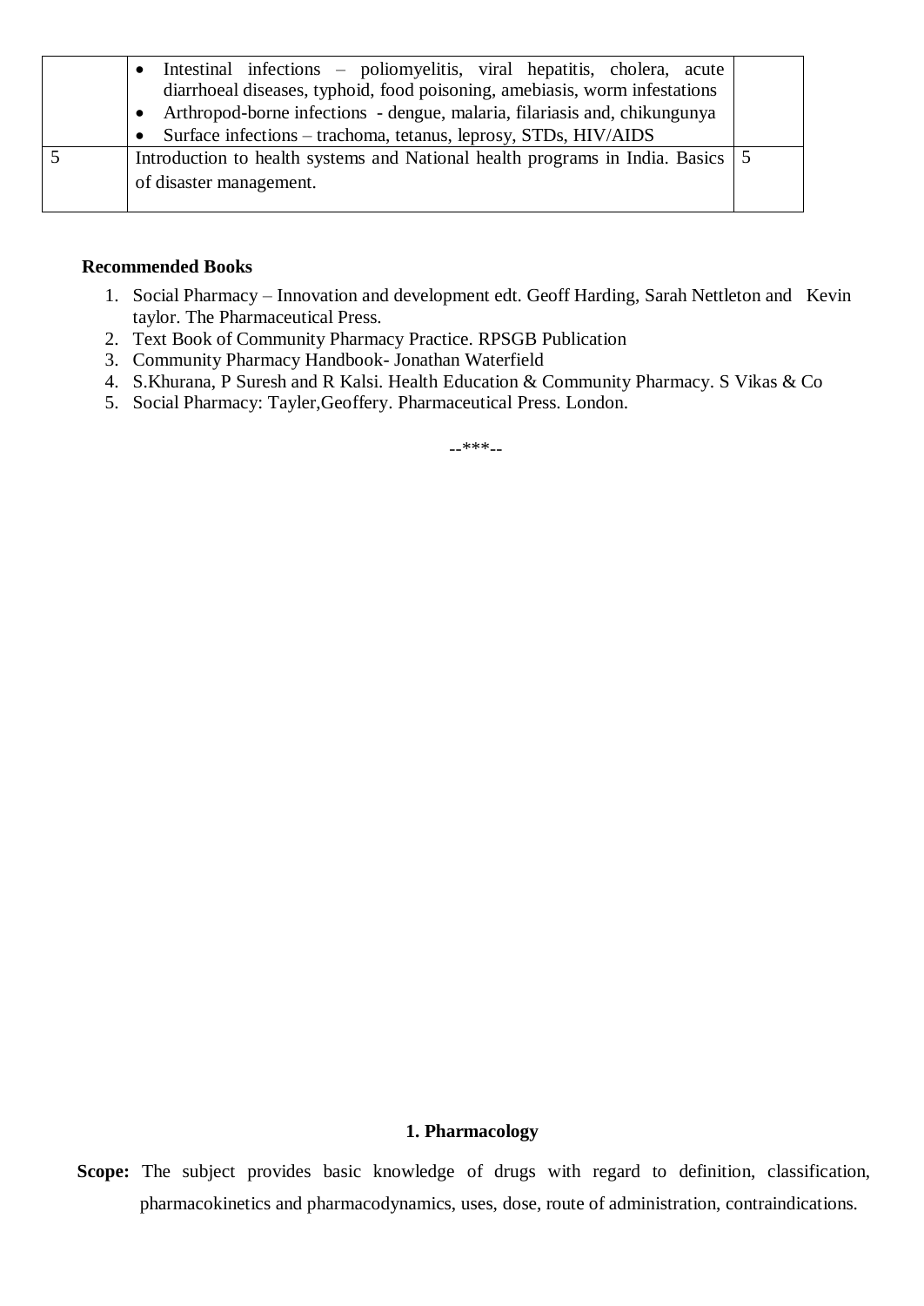|  |  |  |
|---|---|---|
|  | • Intestinal infections – poliomyelitis, viral hepatitis, cholera, acute diarrhoeal diseases, typhoid, food poisoning, amebiasis, worm infestations<br>• Arthropod-borne infections - dengue, malaria, filariasis and, chikungunya<br>• Surface infections – trachoma, tetanus, leprosy, STDs, HIV/AIDS |  |
| 5 | Introduction to health systems and National health programs in India. Basics of disaster management. | 5 |

**Recommended Books**

1. Social Pharmacy – Innovation and development edt. Geoff Harding, Sarah Nettleton and Kevin taylor. The Pharmaceutical Press.
2. Text Book of Community Pharmacy Practice. RPSGB Publication
3. Community Pharmacy Handbook- Jonathan Waterfield
4. S.Khurana, P Suresh and R Kalsi. Health Education & Community Pharmacy. S Vikas & Co
5. Social Pharmacy: Tayler,Geoffery. Pharmaceutical Press. London.

--***--

**1. Pharmacology**

**Scope:** The subject provides basic knowledge of drugs with regard to definition, classification, pharmacokinetics and pharmacodynamics, uses, dose, route of administration, contraindications.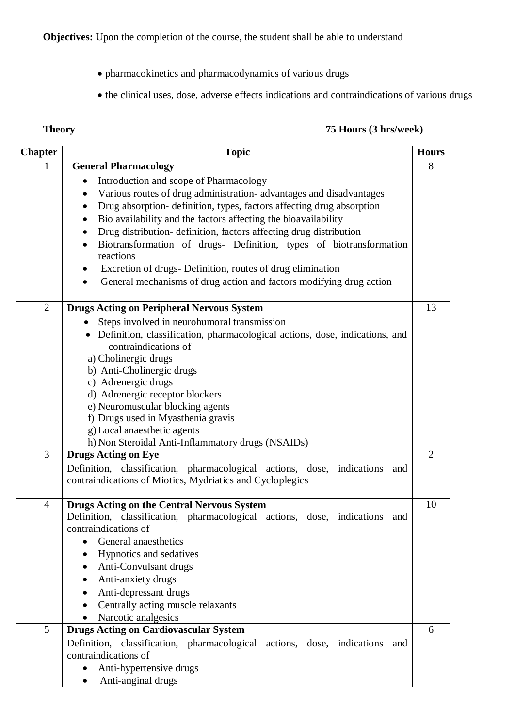**Objectives:** Upon the completion of the course, the student shall be able to understand

- pharmacokinetics and pharmacodynamics of various drugs
- the clinical uses, dose, adverse effects indications and contraindications of various drugs

**Theory** **75 Hours (3 hrs/week)**

| Chapter | Topic | Hours |
|---|---|---|
| 1 | **General Pharmacology**<br>• Introduction and scope of Pharmacology<br>• Various routes of drug administration- advantages and disadvantages<br>• Drug absorption- definition, types, factors affecting drug absorption<br>• Bio availability and the factors affecting the bioavailability<br>• Drug distribution- definition, factors affecting drug distribution<br>• Biotransformation of drugs- Definition, types of biotransformation reactions<br>• Excretion of drugs- Definition, routes of drug elimination<br>• General mechanisms of drug action and factors modifying drug action | 8 |
| 2 | **Drugs Acting on Peripheral Nervous System**<br>• Steps involved in neurohumoral transmission<br>• Definition, classification, pharmacological actions, dose, indications, and contraindications of<br>a) Cholinergic drugs<br>b) Anti-Cholinergic drugs<br>c) Adrenergic drugs<br>d) Adrenergic receptor blockers<br>e) Neuromuscular blocking agents<br>f) Drugs used in Myasthenia gravis<br>g) Local anaesthetic agents<br>h) Non Steroidal Anti-Inflammatory drugs (NSAIDs) | 13 |
| 3 | **Drugs Acting on Eye**<br>Definition, classification, pharmacological actions, dose, indications and contraindications of Miotics, Mydriatics and Cycloplegics | 2 |
| 4 | **Drugs Acting on the Central Nervous System**<br>Definition, classification, pharmacological actions, dose, indications and contraindications of<br>• General anaesthetics<br>• Hypnotics and sedatives<br>• Anti-Convulsant drugs<br>• Anti-anxiety drugs<br>• Anti-depressant drugs<br>• Centrally acting muscle relaxants<br>• Narcotic analgesics | 10 |
| 5 | **Drugs Acting on Cardiovascular System**<br>Definition, classification, pharmacological actions, dose, indications and contraindications of<br>• Anti-hypertensive drugs<br>• Anti-anginal drugs | 6 |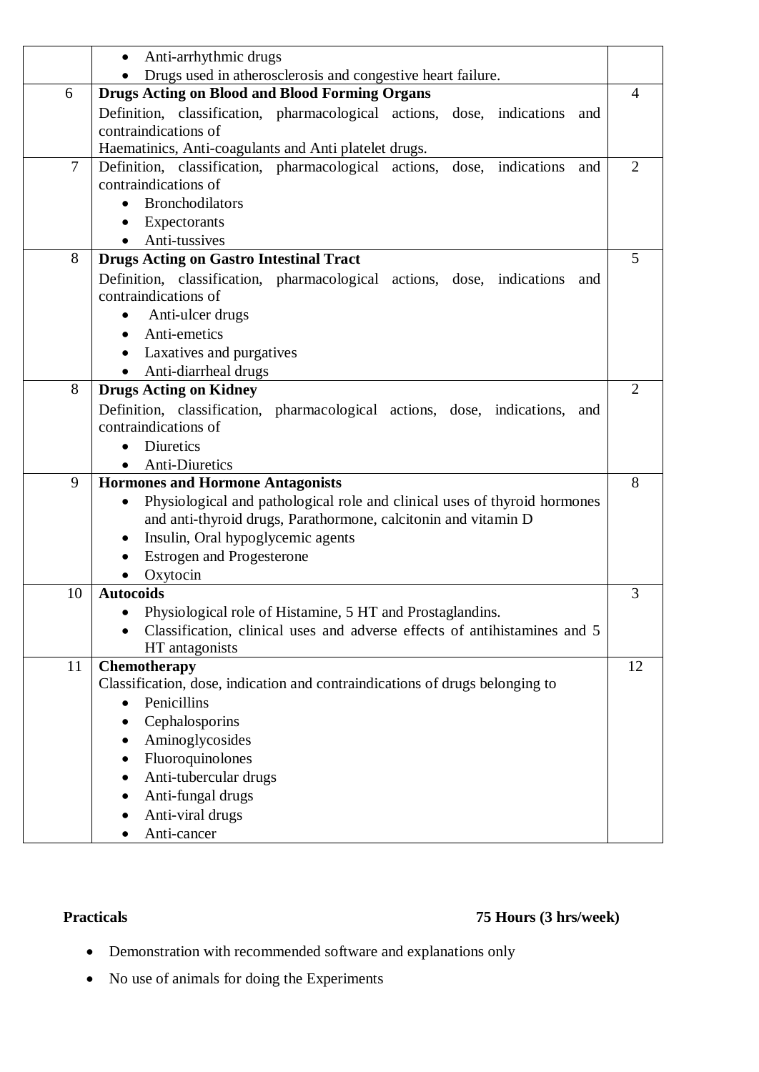| | | |
|---|---|---|
| | • Anti-arrhythmic drugs<br>• Drugs used in atherosclerosis and congestive heart failure. | |
| 6 | **Drugs Acting on Blood and Blood Forming Organs**<br>Definition, classification, pharmacological actions, dose, indications and contraindications of<br>Haematinics, Anti-coagulants and Anti platelet drugs. | 4 |
| 7 | Definition, classification, pharmacological actions, dose, indications and contraindications of<br>• Bronchodilators<br>• Expectorants<br>• Anti-tussives | 2 |
| 8 | **Drugs Acting on Gastro Intestinal Tract**<br>Definition, classification, pharmacological actions, dose, indications and contraindications of<br>• Anti-ulcer drugs<br>• Anti-emetics<br>• Laxatives and purgatives<br>• Anti-diarrheal drugs | 5 |
| 8 | **Drugs Acting on Kidney**<br>Definition, classification, pharmacological actions, dose, indications, and contraindications of<br>• Diuretics<br>• Anti-Diuretics | 2 |
| 9 | **Hormones and Hormone Antagonists**<br>• Physiological and pathological role and clinical uses of thyroid hormones and anti-thyroid drugs, Parathormone, calcitonin and vitamin D<br>• Insulin, Oral hypoglycemic agents<br>• Estrogen and Progesterone<br>• Oxytocin | 8 |
| 10 | **Autocoids**<br>• Physiological role of Histamine, 5 HT and Prostaglandins.<br>• Classification, clinical uses and adverse effects of antihistamines and 5 HT antagonists | 3 |
| 11 | **Chemotherapy**<br>Classification, dose, indication and contraindications of drugs belonging to<br>• Penicillins<br>• Cephalosporins<br>• Aminoglycosides<br>• Fluoroquinolones<br>• Anti-tubercular drugs<br>• Anti-fungal drugs<br>• Anti-viral drugs<br>• Anti-cancer | 12 |

**Practicals** **75 Hours (3 hrs/week)**

- Demonstration with recommended software and explanations only
- No use of animals for doing the Experiments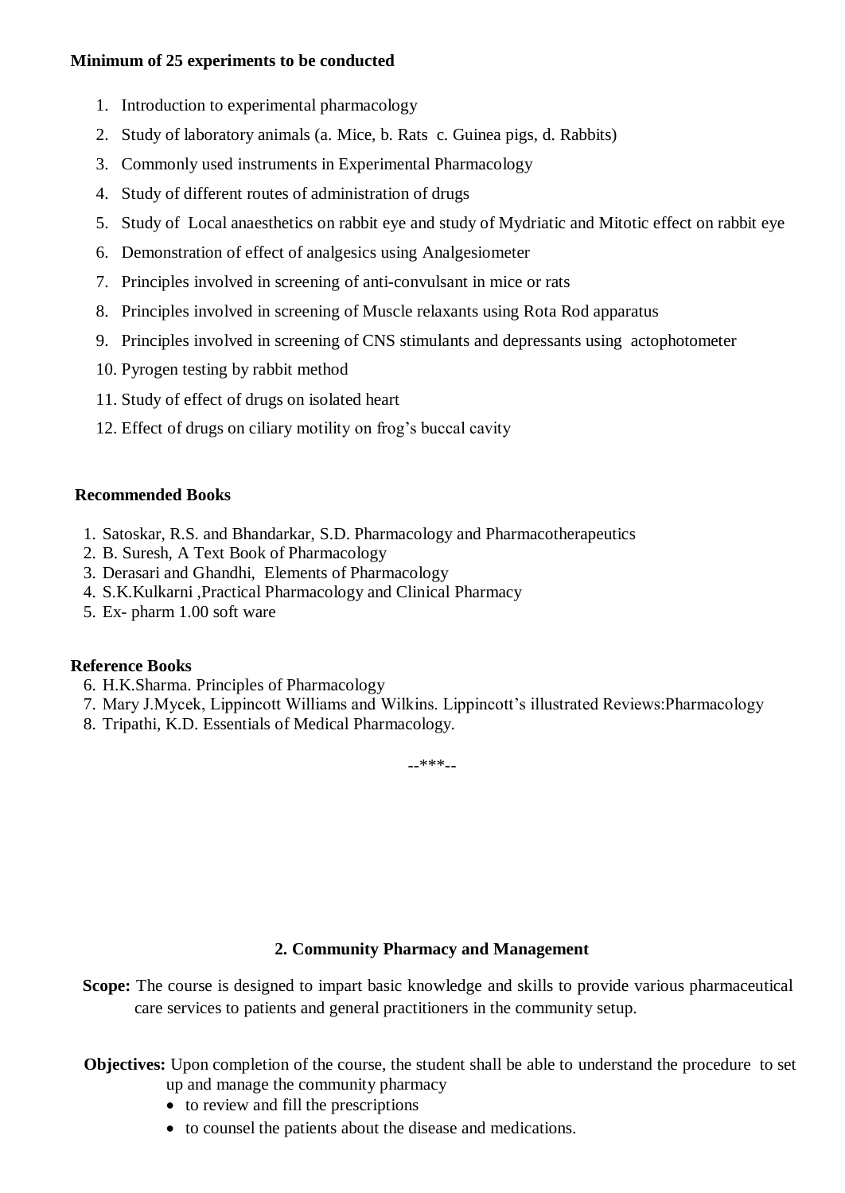**Minimum of 25 experiments to be conducted**

1. Introduction to experimental pharmacology
2. Study of laboratory animals (a. Mice, b. Rats c. Guinea pigs, d. Rabbits)
3. Commonly used instruments in Experimental Pharmacology
4. Study of different routes of administration of drugs
5. Study of Local anaesthetics on rabbit eye and study of Mydriatic and Mitotic effect on rabbit eye
6. Demonstration of effect of analgesics using Analgesiometer
7. Principles involved in screening of anti-convulsant in mice or rats
8. Principles involved in screening of Muscle relaxants using Rota Rod apparatus
9. Principles involved in screening of CNS stimulants and depressants using actophotometer
10. Pyrogen testing by rabbit method
11. Study of effect of drugs on isolated heart
12. Effect of drugs on ciliary motility on frog's buccal cavity

**Recommended Books**

1. Satoskar, R.S. and Bhandarkar, S.D. Pharmacology and Pharmacotherapeutics
2. B. Suresh, A Text Book of Pharmacology
3. Derasari and Ghandhi, Elements of Pharmacology
4. S.K.Kulkarni ,Practical Pharmacology and Clinical Pharmacy
5. Ex- pharm 1.00 soft ware

**Reference Books**

6. H.K.Sharma. Principles of Pharmacology
7. Mary J.Mycek, Lippincott Williams and Wilkins. Lippincott's illustrated Reviews:Pharmacology
8. Tripathi, K.D. Essentials of Medical Pharmacology.

--***--

## 2. Community Pharmacy and Management

**Scope:** The course is designed to impart basic knowledge and skills to provide various pharmaceutical care services to patients and general practitioners in the community setup.

**Objectives:** Upon completion of the course, the student shall be able to understand the procedure to set up and manage the community pharmacy

- to review and fill the prescriptions
- to counsel the patients about the disease and medications.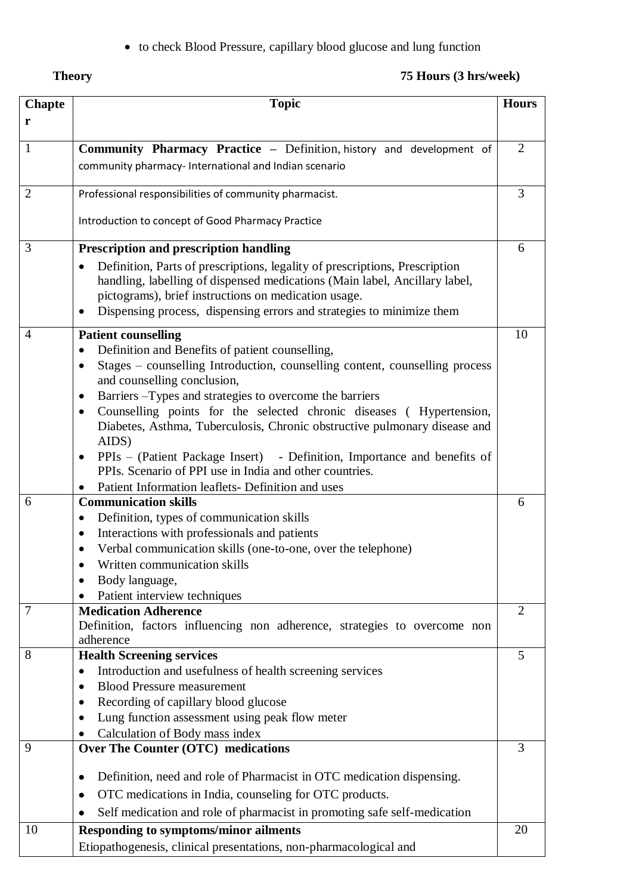- to check Blood Pressure, capillary blood glucose and lung function

**Theory** **75 Hours (3 hrs/week)**

| Chapter | Topic | Hours |
|---|---|---|
| 1 | **Community Pharmacy Practice** – Definition, history and development of community pharmacy- International and Indian scenario | 2 |
| 2 | Professional responsibilities of community pharmacist.<br>Introduction to concept of Good Pharmacy Practice | 3 |
| 3 | **Prescription and prescription handling**<br>• Definition, Parts of prescriptions, legality of prescriptions, Prescription handling, labelling of dispensed medications (Main label, Ancillary label, pictograms), brief instructions on medication usage.<br>• Dispensing process, dispensing errors and strategies to minimize them | 6 |
| 4 | **Patient counselling**<br>• Definition and Benefits of patient counselling,<br>• Stages – counselling Introduction, counselling content, counselling process and counselling conclusion,<br>• Barriers –Types and strategies to overcome the barriers<br>• Counselling points for the selected chronic diseases ( Hypertension, Diabetes, Asthma, Tuberculosis, Chronic obstructive pulmonary disease and AIDS)<br>• PPIs – (Patient Package Insert) - Definition, Importance and benefits of PPIs. Scenario of PPI use in India and other countries.<br>• Patient Information leaflets- Definition and uses | 10 |
| 6 | **Communication skills**<br>• Definition, types of communication skills<br>• Interactions with professionals and patients<br>• Verbal communication skills (one-to-one, over the telephone)<br>• Written communication skills<br>• Body language,<br>• Patient interview techniques | 6 |
| 7 | **Medication Adherence**<br>Definition, factors influencing non adherence, strategies to overcome non adherence | 2 |
| 8 | **Health Screening services**<br>• Introduction and usefulness of health screening services<br>• Blood Pressure measurement<br>• Recording of capillary blood glucose<br>• Lung function assessment using peak flow meter<br>• Calculation of Body mass index | 5 |
| 9 | **Over The Counter (OTC) medications**<br>• Definition, need and role of Pharmacist in OTC medication dispensing.<br>• OTC medications in India, counseling for OTC products.<br>• Self medication and role of pharmacist in promoting safe self-medication | 3 |
| 10 | **Responding to symptoms/minor ailments**<br>Etiopathogenesis, clinical presentations, non-pharmacological and | 20 |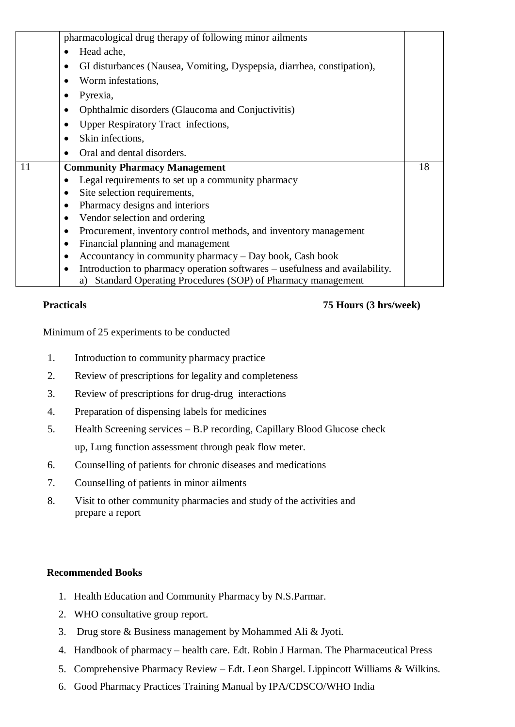| | | |
|---|---|---|
| | pharmacological drug therapy of following minor ailments<br>• Head ache,<br>• GI disturbances (Nausea, Vomiting, Dyspepsia, diarrhea, constipation),<br>• Worm infestations,<br>• Pyrexia,<br>• Ophthalmic disorders (Glaucoma and Conjuctivitis)<br>• Upper Respiratory Tract infections,<br>• Skin infections,<br>• Oral and dental disorders. | |
| 11 | **Community Pharmacy Management**<br>• Legal requirements to set up a community pharmacy<br>• Site selection requirements,<br>• Pharmacy designs and interiors<br>• Vendor selection and ordering<br>• Procurement, inventory control methods, and inventory management<br>• Financial planning and management<br>• Accountancy in community pharmacy – Day book, Cash book<br>• Introduction to pharmacy operation softwares – usefulness and availability.<br>a) Standard Operating Procedures (SOP) of Pharmacy management | 18 |

**Practicals** **75 Hours (3 hrs/week)**

Minimum of 25 experiments to be conducted

1. Introduction to community pharmacy practice
2. Review of prescriptions for legality and completeness
3. Review of prescriptions for drug-drug interactions
4. Preparation of dispensing labels for medicines
5. Health Screening services – B.P recording, Capillary Blood Glucose check up, Lung function assessment through peak flow meter.
6. Counselling of patients for chronic diseases and medications
7. Counselling of patients in minor ailments
8. Visit to other community pharmacies and study of the activities and prepare a report

**Recommended Books**

1. Health Education and Community Pharmacy by N.S.Parmar.
2. WHO consultative group report.
3. Drug store & Business management by Mohammed Ali & Jyoti.
4. Handbook of pharmacy – health care. Edt. Robin J Harman. The Pharmaceutical Press
5. Comprehensive Pharmacy Review – Edt. Leon Shargel. Lippincott Williams & Wilkins.
6. Good Pharmacy Practices Training Manual by IPA/CDSCO/WHO India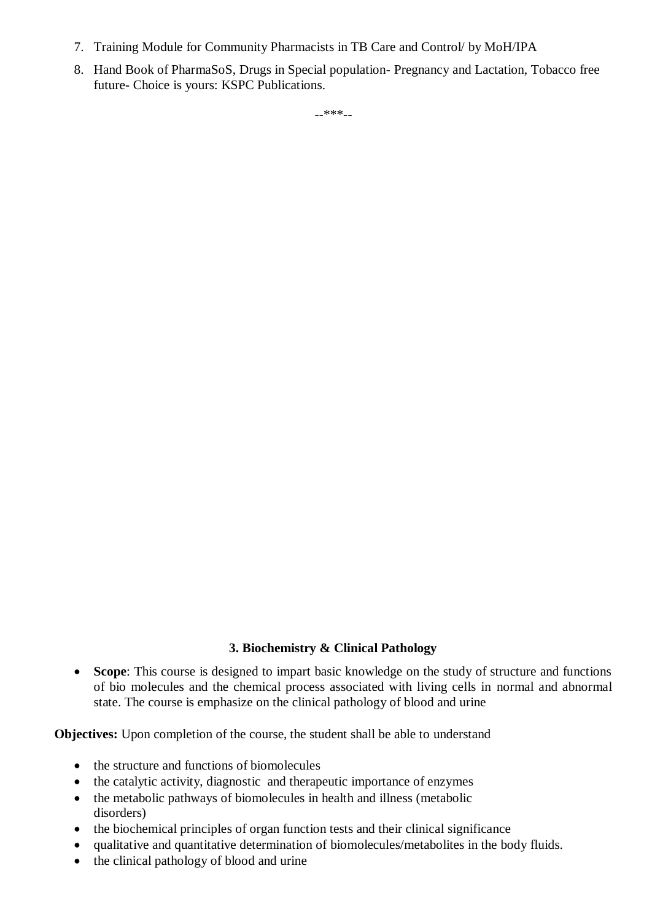7. Training Module for Community Pharmacists in TB Care and Control/ by MoH/IPA
8. Hand Book of PharmaSoS, Drugs in Special population- Pregnancy and Lactation, Tobacco free future- Choice is yours: KSPC Publications.

--***--

### 3. Biochemistry & Clinical Pathology

- **Scope**: This course is designed to impart basic knowledge on the study of structure and functions of bio molecules and the chemical process associated with living cells in normal and abnormal state. The course is emphasize on the clinical pathology of blood and urine

**Objectives:** Upon completion of the course, the student shall be able to understand

- the structure and functions of biomolecules
- the catalytic activity, diagnostic and therapeutic importance of enzymes
- the metabolic pathways of biomolecules in health and illness (metabolic disorders)
- the biochemical principles of organ function tests and their clinical significance
- qualitative and quantitative determination of biomolecules/metabolites in the body fluids.
- the clinical pathology of blood and urine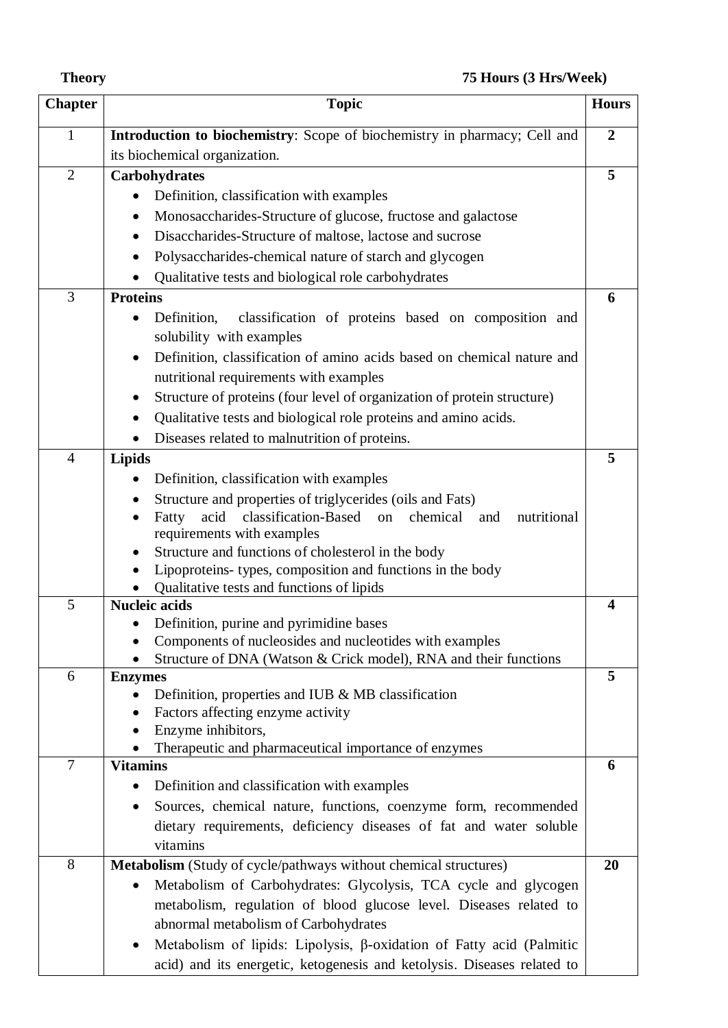**Theory** **75 Hours (3 Hrs/Week)**

| Chapter | Topic | Hours |
|---|---|---|
| 1 | **Introduction to biochemistry**: Scope of biochemistry in pharmacy; Cell and its biochemical organization. | **2** |
| 2 | **Carbohydrates**<br>• Definition, classification with examples<br>• Monosaccharides-Structure of glucose, fructose and galactose<br>• Disaccharides-Structure of maltose, lactose and sucrose<br>• Polysaccharides-chemical nature of starch and glycogen<br>• Qualitative tests and biological role carbohydrates | **5** |
| 3 | **Proteins**<br>• Definition, classification of proteins based on composition and solubility with examples<br>• Definition, classification of amino acids based on chemical nature and nutritional requirements with examples<br>• Structure of proteins (four level of organization of protein structure)<br>• Qualitative tests and biological role proteins and amino acids.<br>• Diseases related to malnutrition of proteins. | **6** |
| 4 | **Lipids**<br>• Definition, classification with examples<br>• Structure and properties of triglycerides (oils and Fats)<br>• Fatty acid classification-Based on chemical and nutritional requirements with examples<br>• Structure and functions of cholesterol in the body<br>• Lipoproteins- types, composition and functions in the body<br>• Qualitative tests and functions of lipids | **5** |
| 5 | **Nucleic acids**<br>• Definition, purine and pyrimidine bases<br>• Components of nucleosides and nucleotides with examples<br>• Structure of DNA (Watson & Crick model), RNA and their functions | **4** |
| 6 | **Enzymes**<br>• Definition, properties and IUB & MB classification<br>• Factors affecting enzyme activity<br>• Enzyme inhibitors,<br>• Therapeutic and pharmaceutical importance of enzymes | **5** |
| 7 | **Vitamins**<br>• Definition and classification with examples<br>• Sources, chemical nature, functions, coenzyme form, recommended dietary requirements, deficiency diseases of fat and water soluble vitamins | **6** |
| 8 | **Metabolism** (Study of cycle/pathways without chemical structures)<br>• Metabolism of Carbohydrates: Glycolysis, TCA cycle and glycogen metabolism, regulation of blood glucose level. Diseases related to abnormal metabolism of Carbohydrates<br>• Metabolism of lipids: Lipolysis, β-oxidation of Fatty acid (Palmitic acid) and its energetic, ketogenesis and ketolysis. Diseases related to | **20** |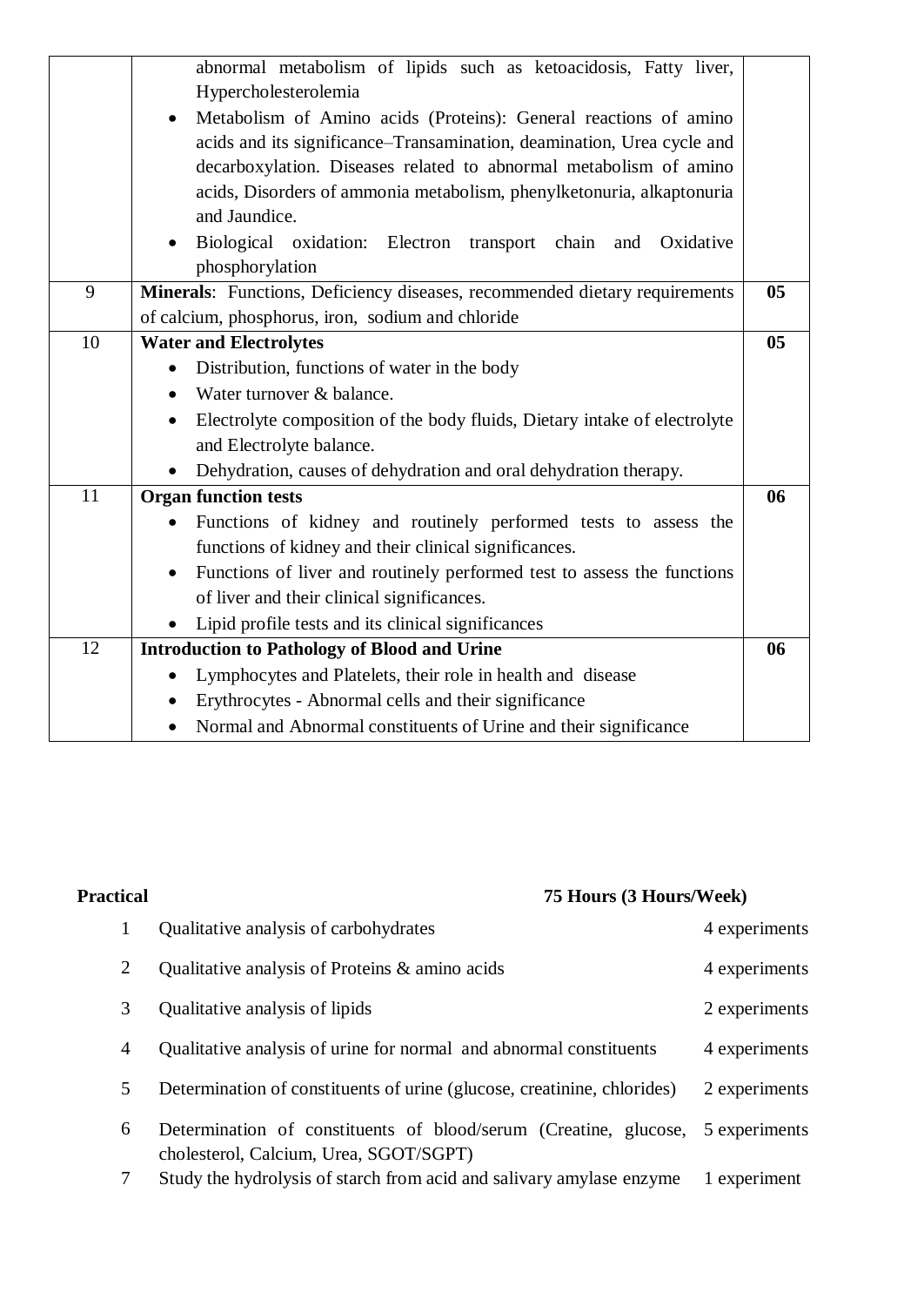| | | |
|---|---|---|
| | abnormal metabolism of lipids such as ketoacidosis, Fatty liver, Hypercholesterolemia<br>• Metabolism of Amino acids (Proteins): General reactions of amino acids and its significance–Transamination, deamination, Urea cycle and decarboxylation. Diseases related to abnormal metabolism of amino acids, Disorders of ammonia metabolism, phenylketonuria, alkaptonuria and Jaundice.<br>• Biological oxidation: Electron transport chain and Oxidative phosphorylation | |
| 9 | **Minerals**: Functions, Deficiency diseases, recommended dietary requirements of calcium, phosphorus, iron, sodium and chloride | **05** |
| 10 | **Water and Electrolytes**<br>• Distribution, functions of water in the body<br>• Water turnover & balance.<br>• Electrolyte composition of the body fluids, Dietary intake of electrolyte and Electrolyte balance.<br>• Dehydration, causes of dehydration and oral dehydration therapy. | **05** |
| 11 | **Organ function tests**<br>• Functions of kidney and routinely performed tests to assess the functions of kidney and their clinical significances.<br>• Functions of liver and routinely performed test to assess the functions of liver and their clinical significances.<br>• Lipid profile tests and its clinical significances | **06** |
| 12 | **Introduction to Pathology of Blood and Urine**<br>• Lymphocytes and Platelets, their role in health and disease<br>• Erythrocytes - Abnormal cells and their significance<br>• Normal and Abnormal constituents of Urine and their significance | **06** |

**Practical** **75 Hours (3 Hours/Week)**

| | | |
|---|---|---|
| 1 | Qualitative analysis of carbohydrates | 4 experiments |
| 2 | Qualitative analysis of Proteins & amino acids | 4 experiments |
| 3 | Qualitative analysis of lipids | 2 experiments |
| 4 | Qualitative analysis of urine for normal and abnormal constituents | 4 experiments |
| 5 | Determination of constituents of urine (glucose, creatinine, chlorides) | 2 experiments |
| 6 | Determination of constituents of blood/serum (Creatine, glucose, cholesterol, Calcium, Urea, SGOT/SGPT) | 5 experiments |
| 7 | Study the hydrolysis of starch from acid and salivary amylase enzyme | 1 experiment |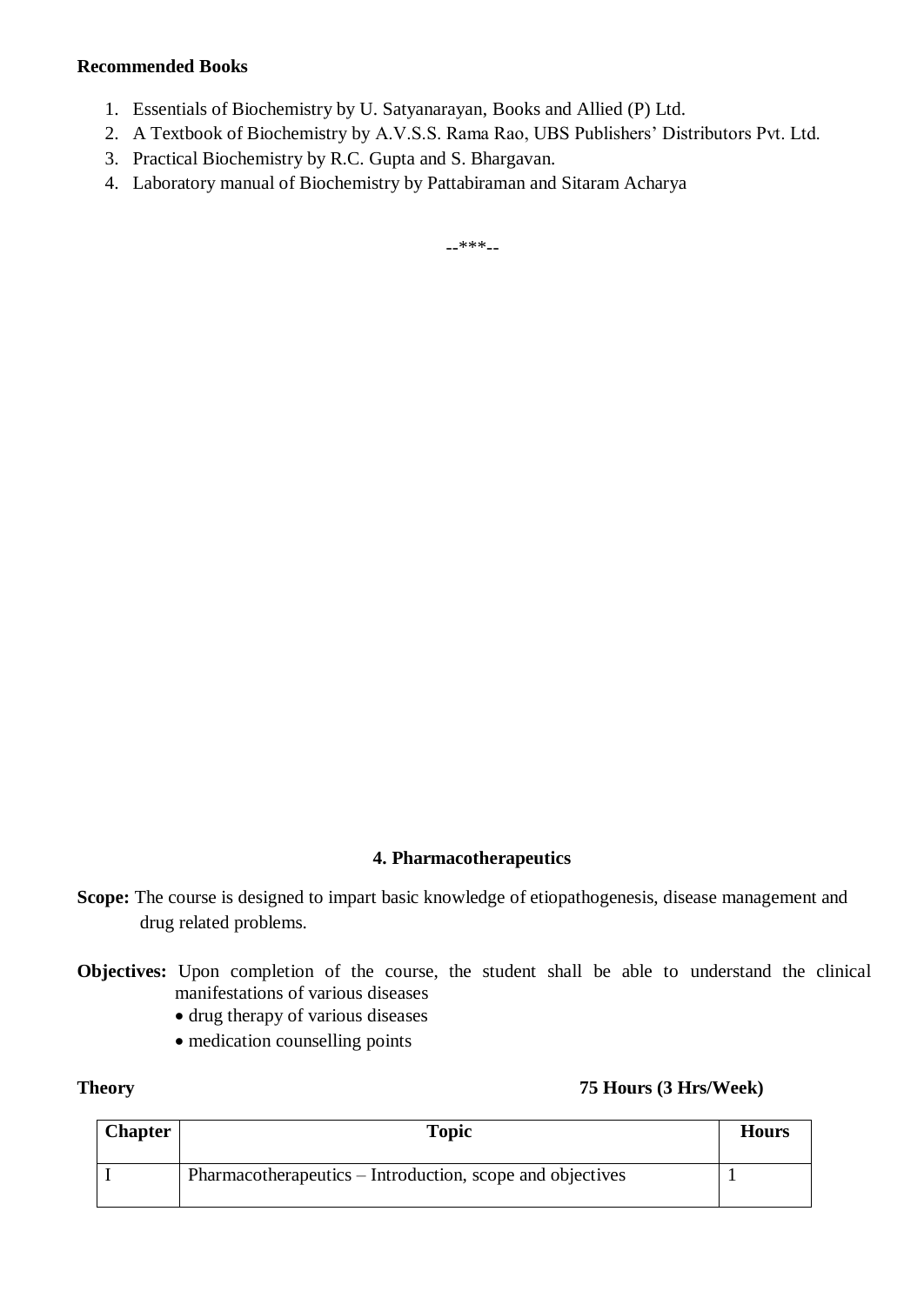**Recommended Books**

1. Essentials of Biochemistry by U. Satyanarayan, Books and Allied (P) Ltd.
2. A Textbook of Biochemistry by A.V.S.S. Rama Rao, UBS Publishers' Distributors Pvt. Ltd.
3. Practical Biochemistry by R.C. Gupta and S. Bhargavan.
4. Laboratory manual of Biochemistry by Pattabiraman and Sitaram Acharya

--***--

## 4. Pharmacotherapeutics

**Scope:** The course is designed to impart basic knowledge of etiopathogenesis, disease management and drug related problems.

**Objectives:** Upon completion of the course, the student shall be able to understand the clinical manifestations of various diseases

- drug therapy of various diseases
- medication counselling points

**Theory** **75 Hours (3 Hrs/Week)**

| Chapter | Topic | Hours |
|---|---|---|
| I | Pharmacotherapeutics – Introduction, scope and objectives | 1 |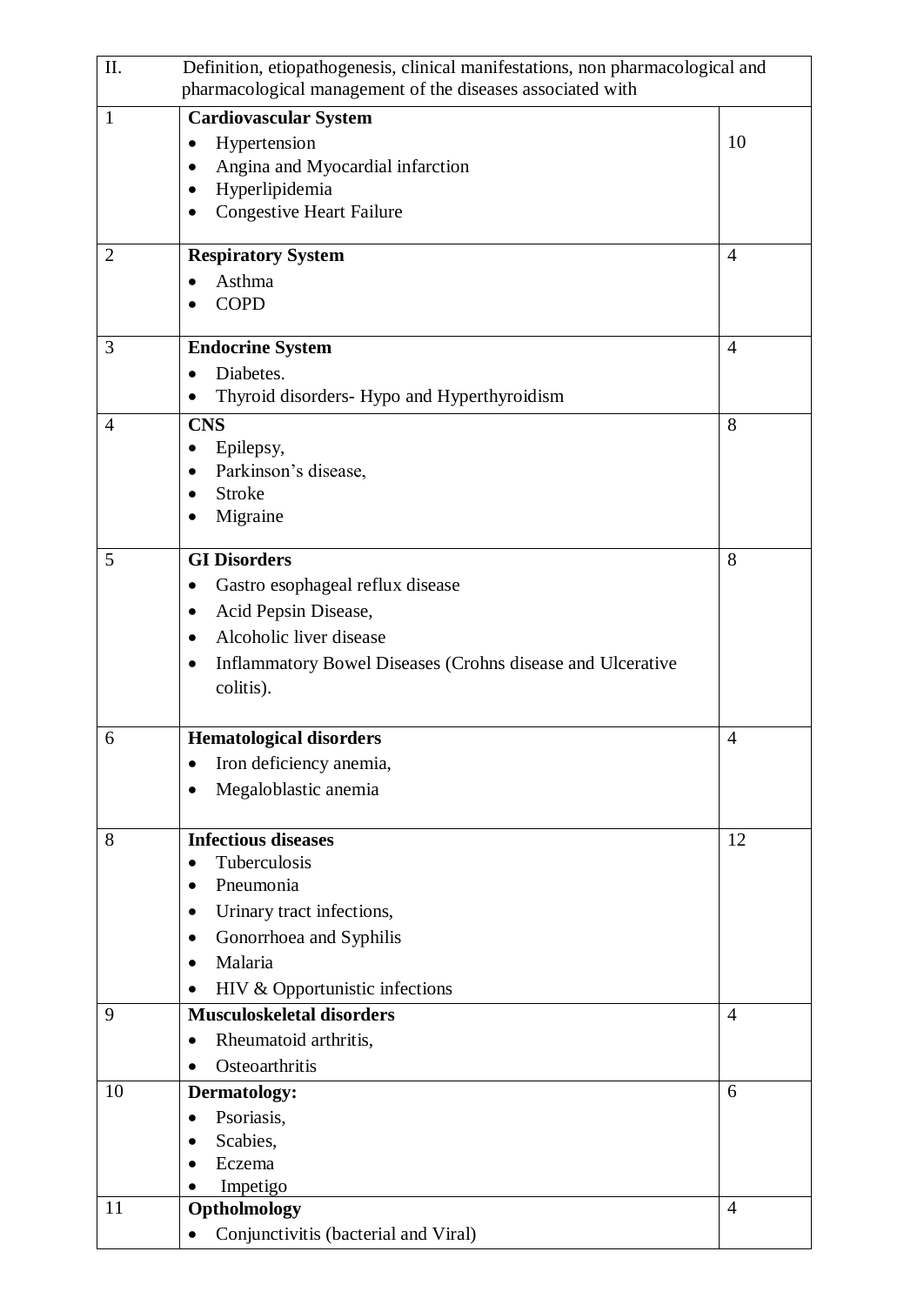| II. | Definition, etiopathogenesis, clinical manifestations, non pharmacological and pharmacological management of the diseases associated with | |
|---|---|---|
| 1 | **Cardiovascular System**<br>• Hypertension<br>• Angina and Myocardial infarction<br>• Hyperlipidemia<br>• Congestive Heart Failure | 10 |
| 2 | **Respiratory System**<br>• Asthma<br>• COPD | 4 |
| 3 | **Endocrine System**<br>• Diabetes.<br>• Thyroid disorders- Hypo and Hyperthyroidism | 4 |
| 4 | **CNS**<br>• Epilepsy,<br>• Parkinson's disease,<br>• Stroke<br>• Migraine | 8 |
| 5 | **GI Disorders**<br>• Gastro esophageal reflux disease<br>• Acid Pepsin Disease,<br>• Alcoholic liver disease<br>• Inflammatory Bowel Diseases (Crohns disease and Ulcerative colitis). | 8 |
| 6 | **Hematological disorders**<br>• Iron deficiency anemia,<br>• Megaloblastic anemia | 4 |
| 8 | **Infectious diseases**<br>• Tuberculosis<br>• Pneumonia<br>• Urinary tract infections,<br>• Gonorrhoea and Syphilis<br>• Malaria<br>• HIV & Opportunistic infections | 12 |
| 9 | **Musculoskeletal disorders**<br>• Rheumatoid arthritis,<br>• Osteoarthritis | 4 |
| 10 | **Dermatology:**<br>• Psoriasis,<br>• Scabies,<br>• Eczema<br>• Impetigo | 6 |
| 11 | **Optholmology**<br>• Conjunctivitis (bacterial and Viral) | 4 |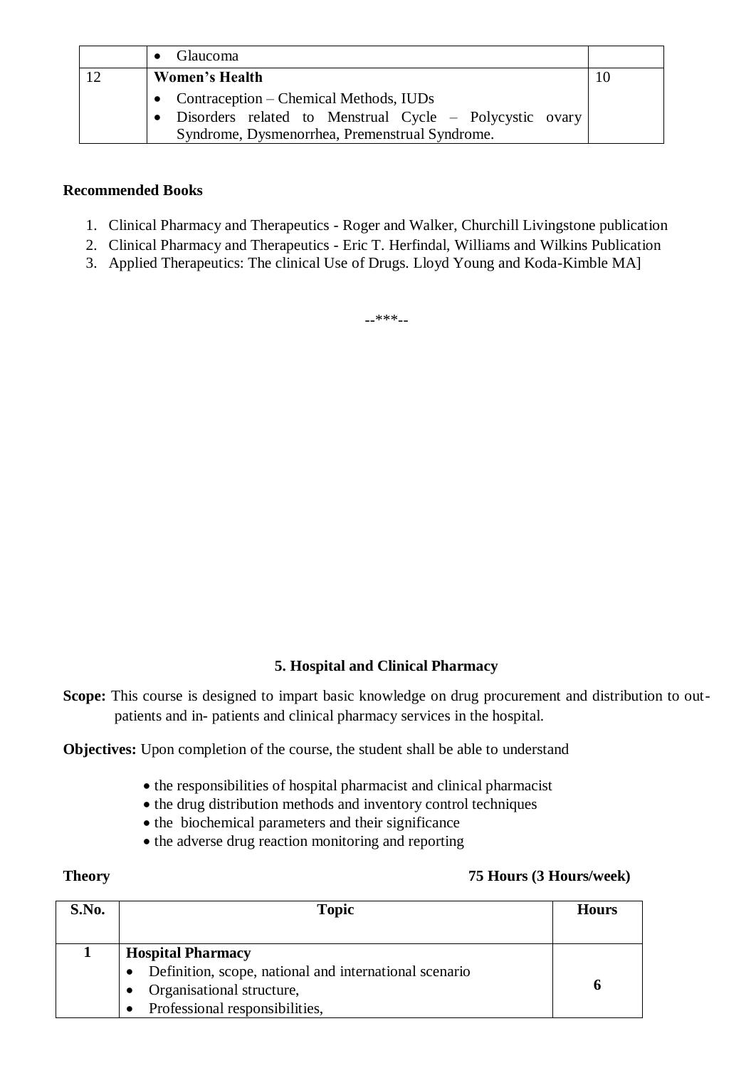|  | • Glaucoma |  |
|---|---|---|
| 12 | **Women's Health**<br>• Contraception – Chemical Methods, IUDs<br>• Disorders related to Menstrual Cycle – Polycystic ovary Syndrome, Dysmenorrhea, Premenstrual Syndrome. | 10 |

**Recommended Books**

1. Clinical Pharmacy and Therapeutics - Roger and Walker, Churchill Livingstone publication
2. Clinical Pharmacy and Therapeutics - Eric T. Herfindal, Williams and Wilkins Publication
3. Applied Therapeutics: The clinical Use of Drugs. Lloyd Young and Koda-Kimble MA]

--***--

## 5. Hospital and Clinical Pharmacy

**Scope:** This course is designed to impart basic knowledge on drug procurement and distribution to out-patients and in- patients and clinical pharmacy services in the hospital.

**Objectives:** Upon completion of the course, the student shall be able to understand

- the responsibilities of hospital pharmacist and clinical pharmacist
- the drug distribution methods and inventory control techniques
- the biochemical parameters and their significance
- the adverse drug reaction monitoring and reporting

**Theory** **75 Hours (3 Hours/week)**

| S.No. | Topic | Hours |
|---|---|---|
| **1** | **Hospital Pharmacy**<br>• Definition, scope, national and international scenario<br>• Organisational structure,<br>• Professional responsibilities, | **6** |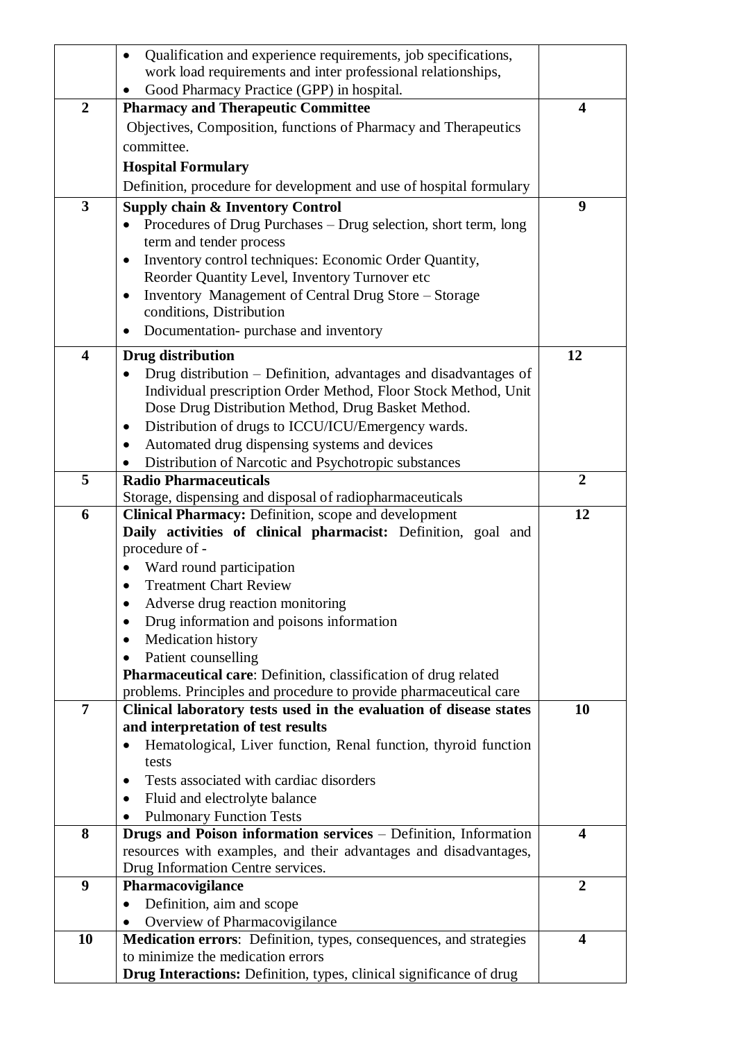| | | |
|---|---|---|
| | • Qualification and experience requirements, job specifications, work load requirements and inter professional relationships,<br>• Good Pharmacy Practice (GPP) in hospital. | |
| **2** | **Pharmacy and Therapeutic Committee**<br>Objectives, Composition, functions of Pharmacy and Therapeutics committee.<br>**Hospital Formulary**<br>Definition, procedure for development and use of hospital formulary | **4** |
| **3** | **Supply chain & Inventory Control**<br>• Procedures of Drug Purchases – Drug selection, short term, long term and tender process<br>• Inventory control techniques: Economic Order Quantity, Reorder Quantity Level, Inventory Turnover etc<br>• Inventory Management of Central Drug Store – Storage conditions, Distribution<br>• Documentation- purchase and inventory | **9** |
| **4** | **Drug distribution**<br>• Drug distribution – Definition, advantages and disadvantages of Individual prescription Order Method, Floor Stock Method, Unit Dose Drug Distribution Method, Drug Basket Method.<br>• Distribution of drugs to ICCU/ICU/Emergency wards.<br>• Automated drug dispensing systems and devices<br>• Distribution of Narcotic and Psychotropic substances | **12** |
| **5** | **Radio Pharmaceuticals**<br>Storage, dispensing and disposal of radiopharmaceuticals | **2** |
| **6** | **Clinical Pharmacy:** Definition, scope and development<br>**Daily activities of clinical pharmacist:** Definition, goal and procedure of -<br>• Ward round participation<br>• Treatment Chart Review<br>• Adverse drug reaction monitoring<br>• Drug information and poisons information<br>• Medication history<br>• Patient counselling<br>**Pharmaceutical care**: Definition, classification of drug related problems. Principles and procedure to provide pharmaceutical care | **12** |
| **7** | **Clinical laboratory tests used in the evaluation of disease states and interpretation of test results**<br>• Hematological, Liver function, Renal function, thyroid function tests<br>• Tests associated with cardiac disorders<br>• Fluid and electrolyte balance<br>• Pulmonary Function Tests | **10** |
| **8** | **Drugs and Poison information services** – Definition, Information resources with examples, and their advantages and disadvantages, Drug Information Centre services. | **4** |
| **9** | **Pharmacovigilance**<br>• Definition, aim and scope<br>• Overview of Pharmacovigilance | **2** |
| **10** | **Medication errors**: Definition, types, consequences, and strategies to minimize the medication errors<br>**Drug Interactions:** Definition, types, clinical significance of drug | **4** |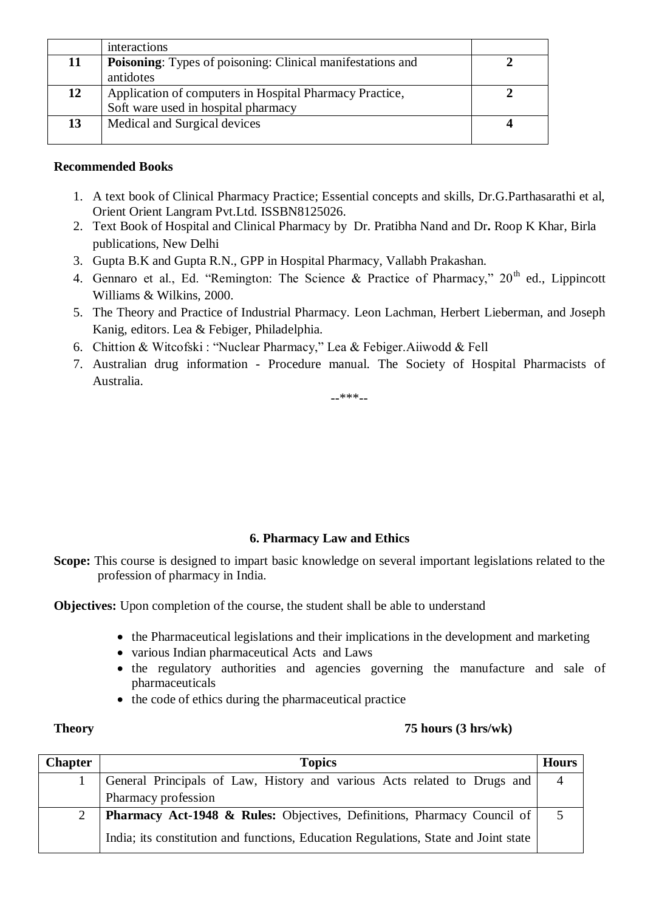| | interactions | |
|---|---|---|
| **11** | **Poisoning**: Types of poisoning: Clinical manifestations and antidotes | **2** |
| **12** | Application of computers in Hospital Pharmacy Practice, Soft ware used in hospital pharmacy | **2** |
| **13** | Medical and Surgical devices | **4** |

**Recommended Books**

1. A text book of Clinical Pharmacy Practice; Essential concepts and skills, Dr.G.Parthasarathi et al, Orient Orient Langram Pvt.Ltd. ISSBN8125026.
2. Text Book of Hospital and Clinical Pharmacy by Dr. Pratibha Nand and Dr**.** Roop K Khar, Birla publications, New Delhi
3. Gupta B.K and Gupta R.N., GPP in Hospital Pharmacy, Vallabh Prakashan.
4. Gennaro et al., Ed. "Remington: The Science & Practice of Pharmacy," 20th ed., Lippincott Williams & Wilkins, 2000.
5. The Theory and Practice of Industrial Pharmacy. Leon Lachman, Herbert Lieberman, and Joseph Kanig, editors. Lea & Febiger, Philadelphia.
6. Chittion & Witcofski : "Nuclear Pharmacy," Lea & Febiger.Aiiwodd & Fell
7. Australian drug information - Procedure manual. The Society of Hospital Pharmacists of Australia.

--***--

### 6. Pharmacy Law and Ethics

**Scope:** This course is designed to impart basic knowledge on several important legislations related to the profession of pharmacy in India.

**Objectives:** Upon completion of the course, the student shall be able to understand

- the Pharmaceutical legislations and their implications in the development and marketing
- various Indian pharmaceutical Acts and Laws
- the regulatory authorities and agencies governing the manufacture and sale of pharmaceuticals
- the code of ethics during the pharmaceutical practice

**Theory** **75 hours (3 hrs/wk)**

| Chapter | Topics | Hours |
|---|---|---|
| 1 | General Principals of Law, History and various Acts related to Drugs and Pharmacy profession | 4 |
| 2 | **Pharmacy Act-1948 & Rules:** Objectives, Definitions, Pharmacy Council of India; its constitution and functions, Education Regulations, State and Joint state | 5 |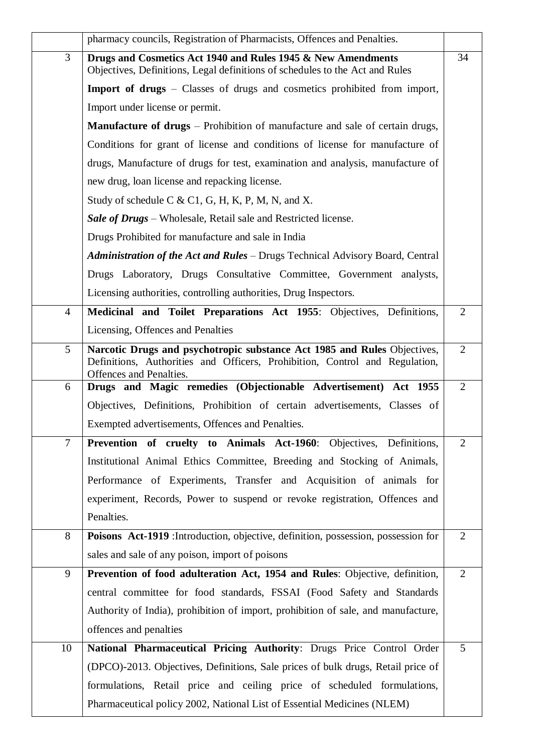|  |  |  |
|---|---|---|
|  | pharmacy councils, Registration of Pharmacists, Offences and Penalties. |  |
| 3 | **Drugs and Cosmetics Act 1940 and Rules 1945 & New Amendments** Objectives, Definitions, Legal definitions of schedules to the Act and Rules<br>**Import of drugs** – Classes of drugs and cosmetics prohibited from import, Import under license or permit.<br>**Manufacture of drugs** – Prohibition of manufacture and sale of certain drugs, Conditions for grant of license and conditions of license for manufacture of drugs, Manufacture of drugs for test, examination and analysis, manufacture of new drug, loan license and repacking license.<br>Study of schedule C & C1, G, H, K, P, M, N, and X.<br>***Sale of Drugs*** – Wholesale, Retail sale and Restricted license.<br>Drugs Prohibited for manufacture and sale in India<br>***Administration of the Act and Rules*** – Drugs Technical Advisory Board, Central Drugs Laboratory, Drugs Consultative Committee, Government analysts, Licensing authorities, controlling authorities, Drug Inspectors. | 34 |
| 4 | **Medicinal and Toilet Preparations Act 1955**: Objectives, Definitions, Licensing, Offences and Penalties | 2 |
| 5 | **Narcotic Drugs and psychotropic substance Act 1985 and Rules** Objectives, Definitions, Authorities and Officers, Prohibition, Control and Regulation, Offences and Penalties. | 2 |
| 6 | **Drugs and Magic remedies (Objectionable Advertisement) Act 1955** Objectives, Definitions, Prohibition of certain advertisements, Classes of Exempted advertisements, Offences and Penalties. | 2 |
| 7 | **Prevention of cruelty to Animals Act-1960**: Objectives, Definitions, Institutional Animal Ethics Committee, Breeding and Stocking of Animals, Performance of Experiments, Transfer and Acquisition of animals for experiment, Records, Power to suspend or revoke registration, Offences and Penalties. | 2 |
| 8 | **Poisons Act-1919** :Introduction, objective, definition, possession, possession for sales and sale of any poison, import of poisons | 2 |
| 9 | **Prevention of food adulteration Act, 1954 and Rules**: Objective, definition, central committee for food standards, FSSAI (Food Safety and Standards Authority of India), prohibition of import, prohibition of sale, and manufacture, offences and penalties | 2 |
| 10 | **National Pharmaceutical Pricing Authority**: Drugs Price Control Order (DPCO)-2013. Objectives, Definitions, Sale prices of bulk drugs, Retail price of formulations, Retail price and ceiling price of scheduled formulations, Pharmaceutical policy 2002, National List of Essential Medicines (NLEM) | 5 |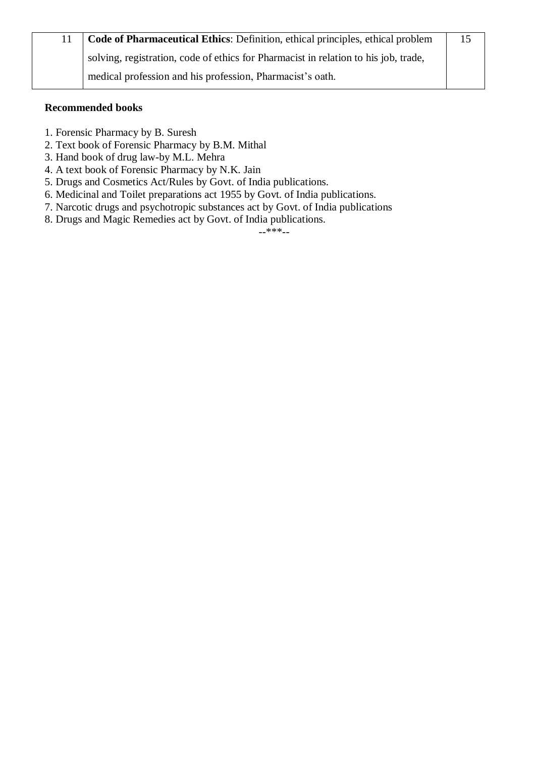| | | |
|---|---|---|
| 11 | **Code of Pharmaceutical Ethics**: Definition, ethical principles, ethical problem solving, registration, code of ethics for Pharmacist in relation to his job, trade, medical profession and his profession, Pharmacist's oath. | 15 |

**Recommended books**

1. Forensic Pharmacy by B. Suresh
2. Text book of Forensic Pharmacy by B.M. Mithal
3. Hand book of drug law-by M.L. Mehra
4. A text book of Forensic Pharmacy by N.K. Jain
5. Drugs and Cosmetics Act/Rules by Govt. of India publications.
6. Medicinal and Toilet preparations act 1955 by Govt. of India publications.
7. Narcotic drugs and psychotropic substances act by Govt. of India publications
8. Drugs and Magic Remedies act by Govt. of India publications.

--***--